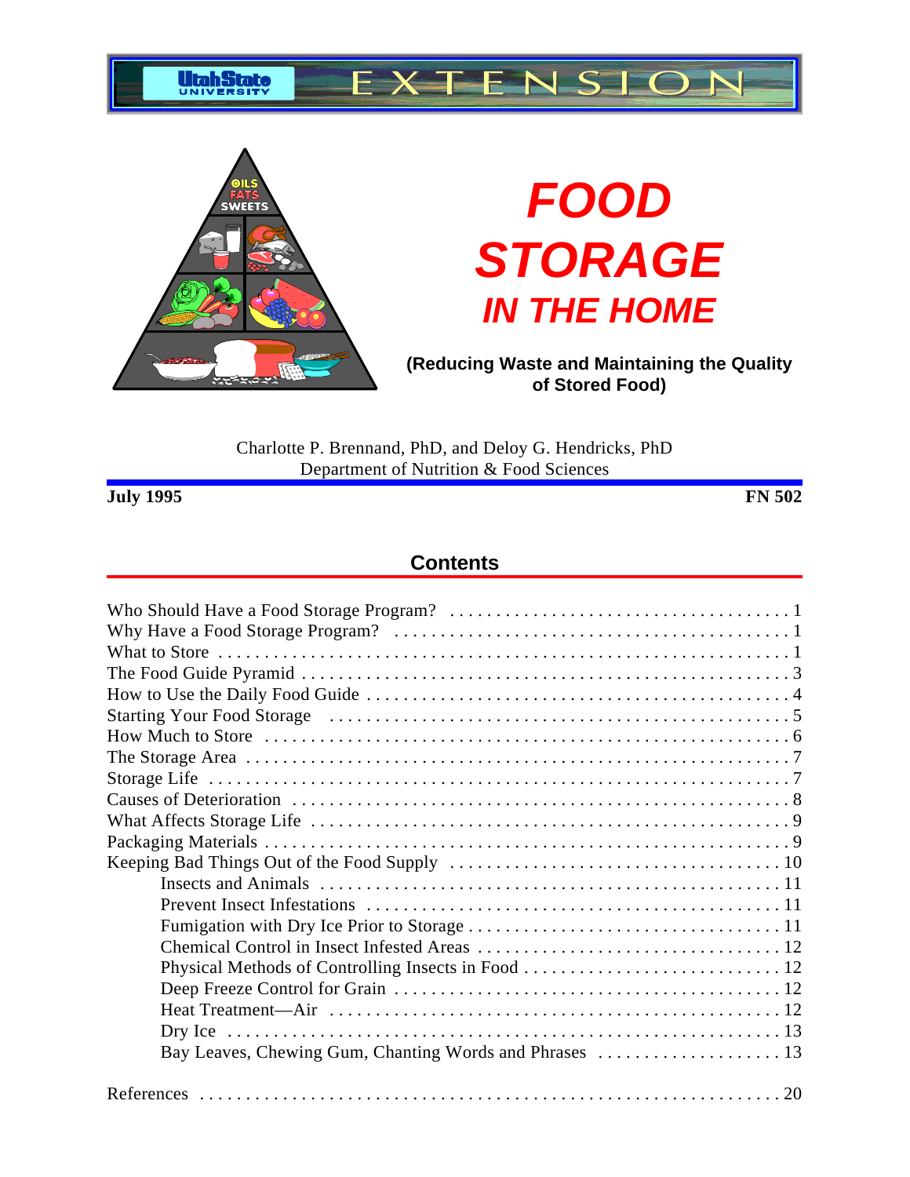Utah State University EXTENSION

# FOOD STORAGE IN THE HOME

**(Reducing Waste and Maintaining the Quality of Stored Food)**

Charlotte P. Brennand, PhD, and Deloy G. Hendricks, PhD
Department of Nutrition & Food Sciences

**July 1995** **FN 502**

## Contents

- Who Should Have a Food Storage Program? . . . . . 1
- Why Have a Food Storage Program? . . . . . 1
- What to Store . . . . . 1
- The Food Guide Pyramid . . . . . 3
- How to Use the Daily Food Guide . . . . . 4
- Starting Your Food Storage . . . . . 5
- How Much to Store . . . . . 6
- The Storage Area . . . . . 7
- Storage Life . . . . . 7
- Causes of Deterioration . . . . . 8
- What Affects Storage Life . . . . . 9
- Packaging Materials . . . . . 9
- Keeping Bad Things Out of the Food Supply . . . . . 10
  - Insects and Animals . . . . . 11
  - Prevent Insect Infestations . . . . . 11
  - Fumigation with Dry Ice Prior to Storage . . . . . 11
  - Chemical Control in Insect Infested Areas . . . . . 12
  - Physical Methods of Controlling Insects in Food . . . . . 12
  - Deep Freeze Control for Grain . . . . . 12
  - Heat Treatment—Air . . . . . 12
  - Dry Ice . . . . . 13
  - Bay Leaves, Chewing Gum, Chanting Words and Phrases . . . . . 13

- References . . . . . 20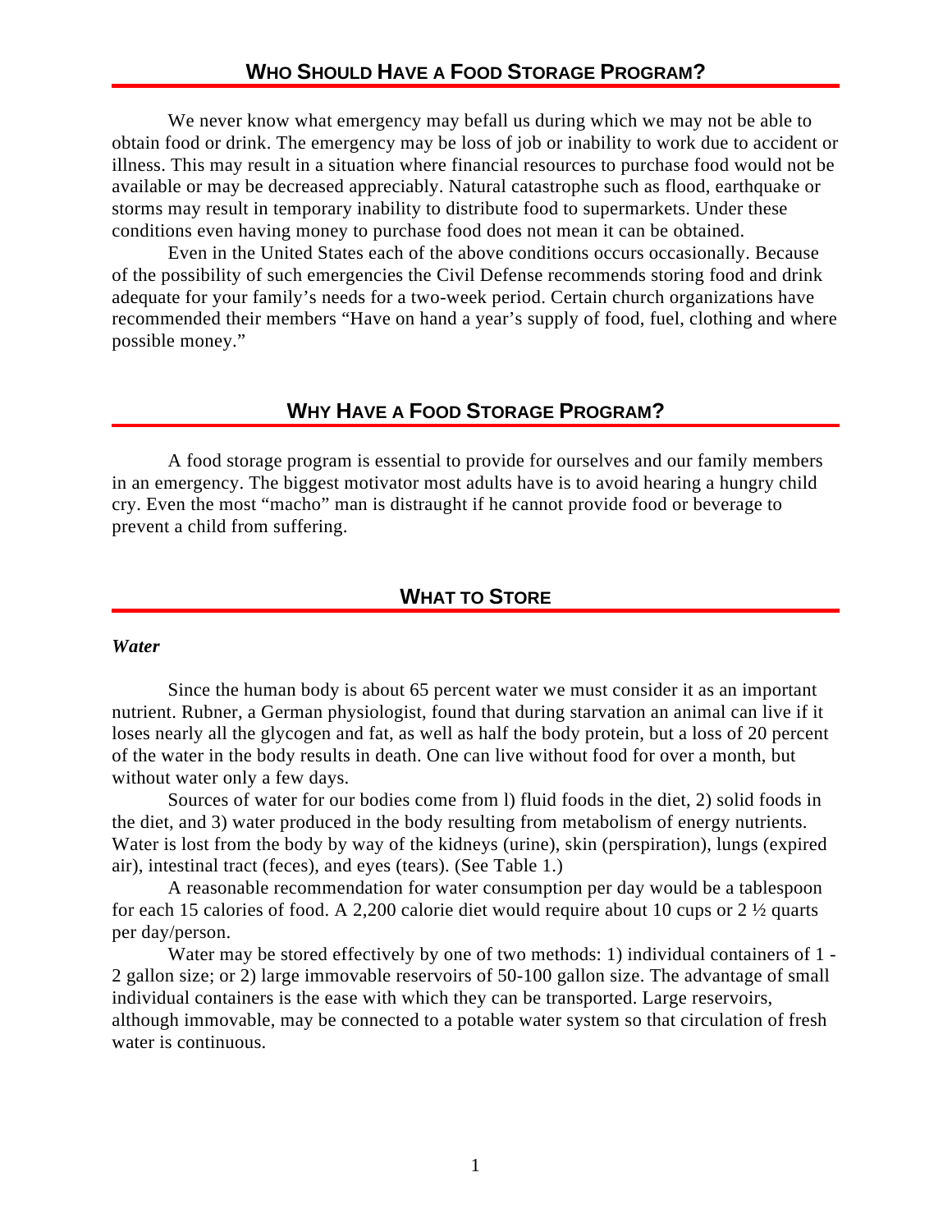## Who Should Have a Food Storage Program?

We never know what emergency may befall us during which we may not be able to obtain food or drink. The emergency may be loss of job or inability to work due to accident or illness. This may result in a situation where financial resources to purchase food would not be available or may be decreased appreciably. Natural catastrophe such as flood, earthquake or storms may result in temporary inability to distribute food to supermarkets. Under these conditions even having money to purchase food does not mean it can be obtained.

Even in the United States each of the above conditions occurs occasionally. Because of the possibility of such emergencies the Civil Defense recommends storing food and drink adequate for your family's needs for a two-week period. Certain church organizations have recommended their members "Have on hand a year's supply of food, fuel, clothing and where possible money."

## Why Have a Food Storage Program?

A food storage program is essential to provide for ourselves and our family members in an emergency. The biggest motivator most adults have is to avoid hearing a hungry child cry. Even the most "macho" man is distraught if he cannot provide food or beverage to prevent a child from suffering.

## What to Store

### *Water*

Since the human body is about 65 percent water we must consider it as an important nutrient. Rubner, a German physiologist, found that during starvation an animal can live if it loses nearly all the glycogen and fat, as well as half the body protein, but a loss of 20 percent of the water in the body results in death. One can live without food for over a month, but without water only a few days.

Sources of water for our bodies come from l) fluid foods in the diet, 2) solid foods in the diet, and 3) water produced in the body resulting from metabolism of energy nutrients. Water is lost from the body by way of the kidneys (urine), skin (perspiration), lungs (expired air), intestinal tract (feces), and eyes (tears). (See Table 1.)

A reasonable recommendation for water consumption per day would be a tablespoon for each 15 calories of food. A 2,200 calorie diet would require about 10 cups or 2 ½ quarts per day/person.

Water may be stored effectively by one of two methods: 1) individual containers of 1 - 2 gallon size; or 2) large immovable reservoirs of 50-100 gallon size. The advantage of small individual containers is the ease with which they can be transported. Large reservoirs, although immovable, may be connected to a potable water system so that circulation of fresh water is continuous.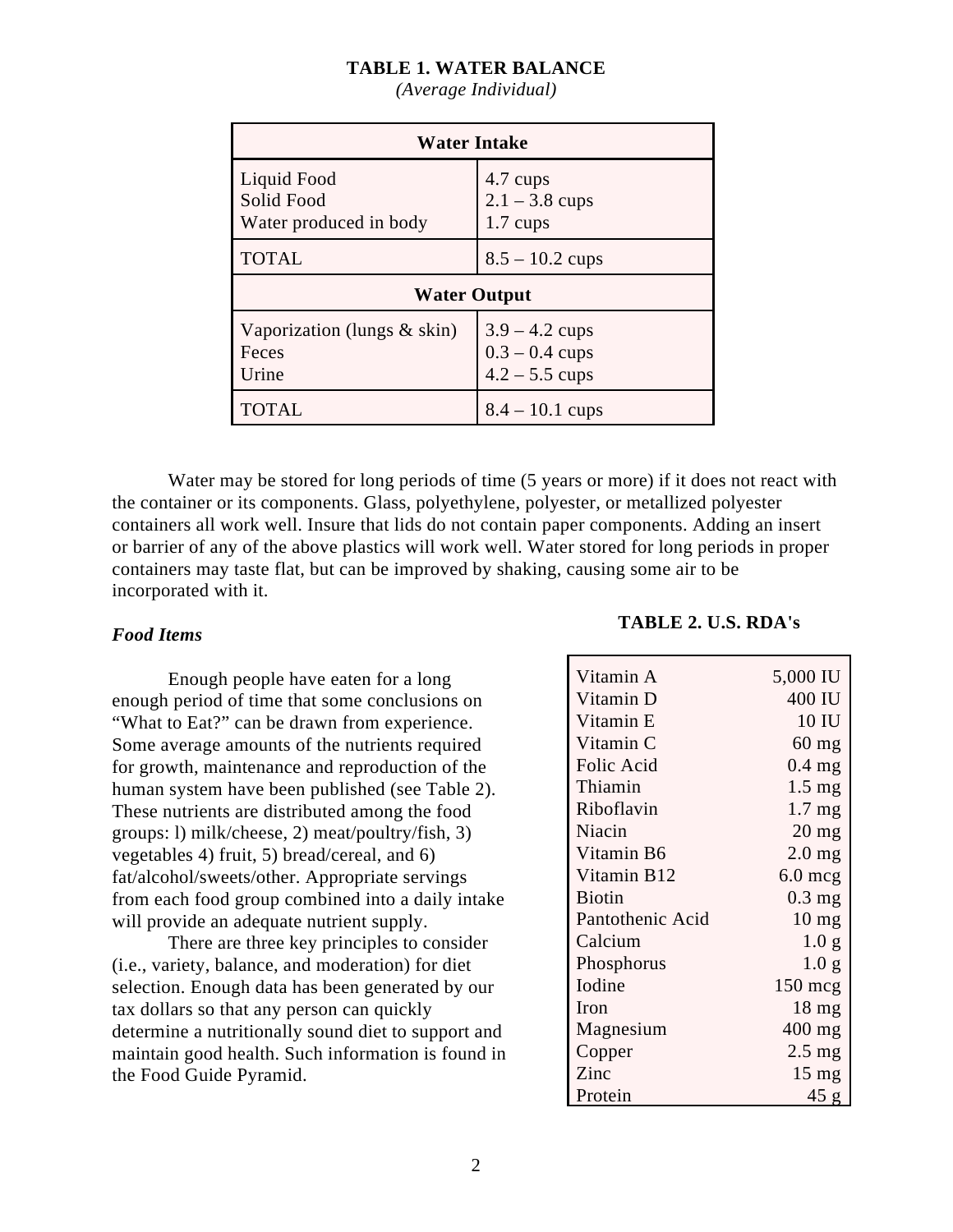**TABLE 1. WATER BALANCE**

*(Average Individual)*

| Water Intake | |
|---|---|
| Liquid Food<br>Solid Food<br>Water produced in body | 4.7 cups<br>2.1 – 3.8 cups<br>1.7 cups |
| TOTAL | 8.5 – 10.2 cups |
| **Water Output** | |
| Vaporization (lungs & skin)<br>Feces<br>Urine | 3.9 – 4.2 cups<br>0.3 – 0.4 cups<br>4.2 – 5.5 cups |
| TOTAL | 8.4 – 10.1 cups |

Water may be stored for long periods of time (5 years or more) if it does not react with the container or its components. Glass, polyethylene, polyester, or metallized polyester containers all work well. Insure that lids do not contain paper components. Adding an insert or barrier of any of the above plastics will work well. Water stored for long periods in proper containers may taste flat, but can be improved by shaking, causing some air to be incorporated with it.

### *Food Items*

Enough people have eaten for a long enough period of time that some conclusions on "What to Eat?" can be drawn from experience. Some average amounts of the nutrients required for growth, maintenance and reproduction of the human system have been published (see Table 2). These nutrients are distributed among the food groups: l) milk/cheese, 2) meat/poultry/fish, 3) vegetables 4) fruit, 5) bread/cereal, and 6) fat/alcohol/sweets/other. Appropriate servings from each food group combined into a daily intake will provide an adequate nutrient supply.

There are three key principles to consider (i.e., variety, balance, and moderation) for diet selection. Enough data has been generated by our tax dollars so that any person can quickly determine a nutritionally sound diet to support and maintain good health. Such information is found in the Food Guide Pyramid.

**TABLE 2. U.S. RDA's**

| Nutrient | Amount |
|---|---|
| Vitamin A | 5,000 IU |
| Vitamin D | 400 IU |
| Vitamin E | 10 IU |
| Vitamin C | 60 mg |
| Folic Acid | 0.4 mg |
| Thiamin | 1.5 mg |
| Riboflavin | 1.7 mg |
| Niacin | 20 mg |
| Vitamin B6 | 2.0 mg |
| Vitamin B12 | 6.0 mcg |
| Biotin | 0.3 mg |
| Pantothenic Acid | 10 mg |
| Calcium | 1.0 g |
| Phosphorus | 1.0 g |
| Iodine | 150 mcg |
| Iron | 18 mg |
| Magnesium | 400 mg |
| Copper | 2.5 mg |
| Zinc | 15 mg |
| Protein | 45 g |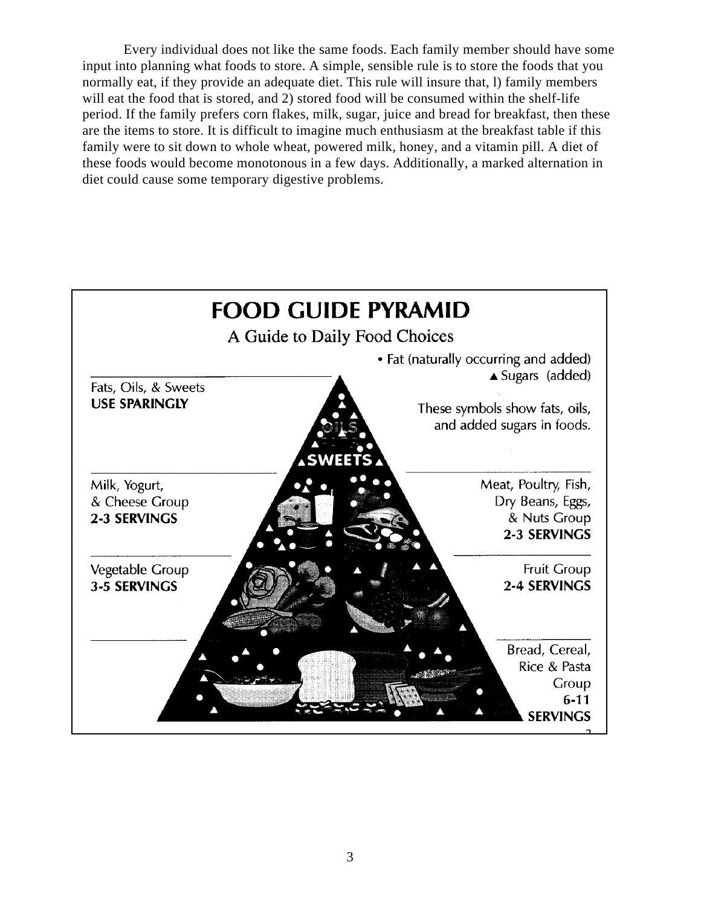Every individual does not like the same foods. Each family member should have some input into planning what foods to store. A simple, sensible rule is to store the foods that you normally eat, if they provide an adequate diet. This rule will insure that, l) family members will eat the food that is stored, and 2) stored food will be consumed within the shelf-life period. If the family prefers corn flakes, milk, sugar, juice and bread for breakfast, then these are the items to store. It is difficult to imagine much enthusiasm at the breakfast table if this family were to sit down to whole wheat, powered milk, honey, and a vitamin pill. A diet of these foods would become monotonous in a few days. Additionally, a marked alternation in diet could cause some temporary digestive problems.

**FOOD GUIDE PYRAMID**

A Guide to Daily Food Choices

• Fat (naturally occurring and added)
▲ Sugars (added)

These symbols show fats, oils, and added sugars in foods.

Fats, Oils, & Sweets
**USE SPARINGLY**

Milk, Yogurt, & Cheese Group
**2-3 SERVINGS**

Meat, Poultry, Fish, Dry Beans, Eggs, & Nuts Group
**2-3 SERVINGS**

Vegetable Group
**3-5 SERVINGS**

Fruit Group
**2-4 SERVINGS**

Bread, Cereal, Rice & Pasta Group
**6-11 SERVINGS**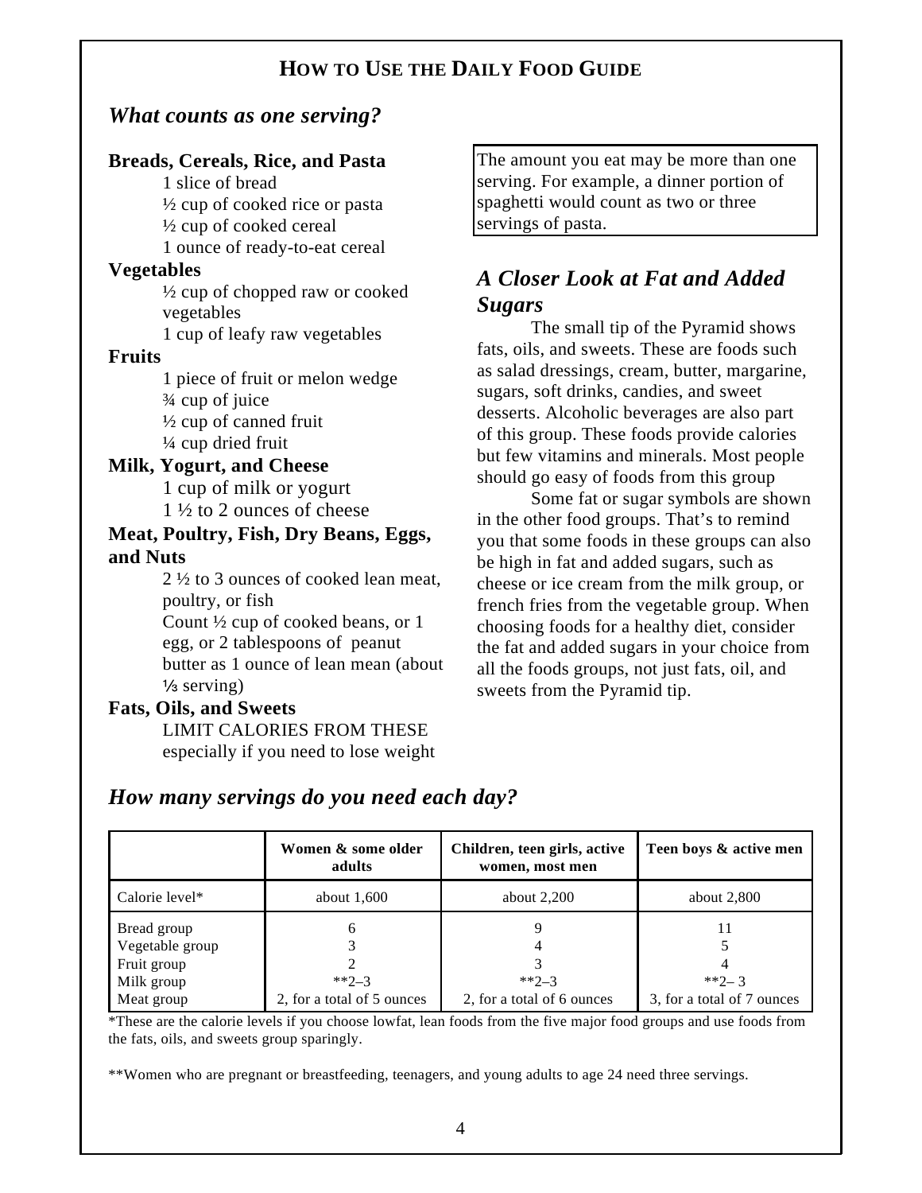## HOW TO USE THE DAILY FOOD GUIDE

### *What counts as one serving?*

**Breads, Cereals, Rice, and Pasta**

- 1 slice of bread
- ½ cup of cooked rice or pasta
- ½ cup of cooked cereal
- 1 ounce of ready-to-eat cereal

**Vegetables**

- ½ cup of chopped raw or cooked vegetables
- 1 cup of leafy raw vegetables

**Fruits**

- 1 piece of fruit or melon wedge
- ¾ cup of juice
- ½ cup of canned fruit
- ¼ cup dried fruit

**Milk, Yogurt, and Cheese**

- 1 cup of milk or yogurt
- 1 ½ to 2 ounces of cheese

**Meat, Poultry, Fish, Dry Beans, Eggs, and Nuts**

- 2 ½ to 3 ounces of cooked lean meat, poultry, or fish
- Count ½ cup of cooked beans, or 1 egg, or 2 tablespoons of peanut butter as 1 ounce of lean mean (about ⅓ serving)

**Fats, Oils, and Sweets**

- LIMIT CALORIES FROM THESE especially if you need to lose weight

> The amount you eat may be more than one serving. For example, a dinner portion of spaghetti would count as two or three servings of pasta.

### *A Closer Look at Fat and Added Sugars*

The small tip of the Pyramid shows fats, oils, and sweets. These are foods such as salad dressings, cream, butter, margarine, sugars, soft drinks, candies, and sweet desserts. Alcoholic beverages are also part of this group. These foods provide calories but few vitamins and minerals. Most people should go easy of foods from this group

Some fat or sugar symbols are shown in the other food groups. That's to remind you that some foods in these groups can also be high in fat and added sugars, such as cheese or ice cream from the milk group, or french fries from the vegetable group. When choosing foods for a healthy diet, consider the fat and added sugars in your choice from all the foods groups, not just fats, oil, and sweets from the Pyramid tip.

### *How many servings do you need each day?*

| | **Women & some older adults** | **Children, teen girls, active women, most men** | **Teen boys & active men** |
|---|---|---|---|
| Calorie level* | about 1,600 | about 2,200 | about 2,800 |
| Bread group | 6 | 9 | 11 |
| Vegetable group | 3 | 4 | 5 |
| Fruit group | 2 | 3 | 4 |
| Milk group | **2–3 | **2–3 | **2– 3 |
| Meat group | 2, for a total of 5 ounces | 2, for a total of 6 ounces | 3, for a total of 7 ounces |

*These are the calorie levels if you choose lowfat, lean foods from the five major food groups and use foods from the fats, oils, and sweets group sparingly.

**Women who are pregnant or breastfeeding, teenagers, and young adults to age 24 need three servings.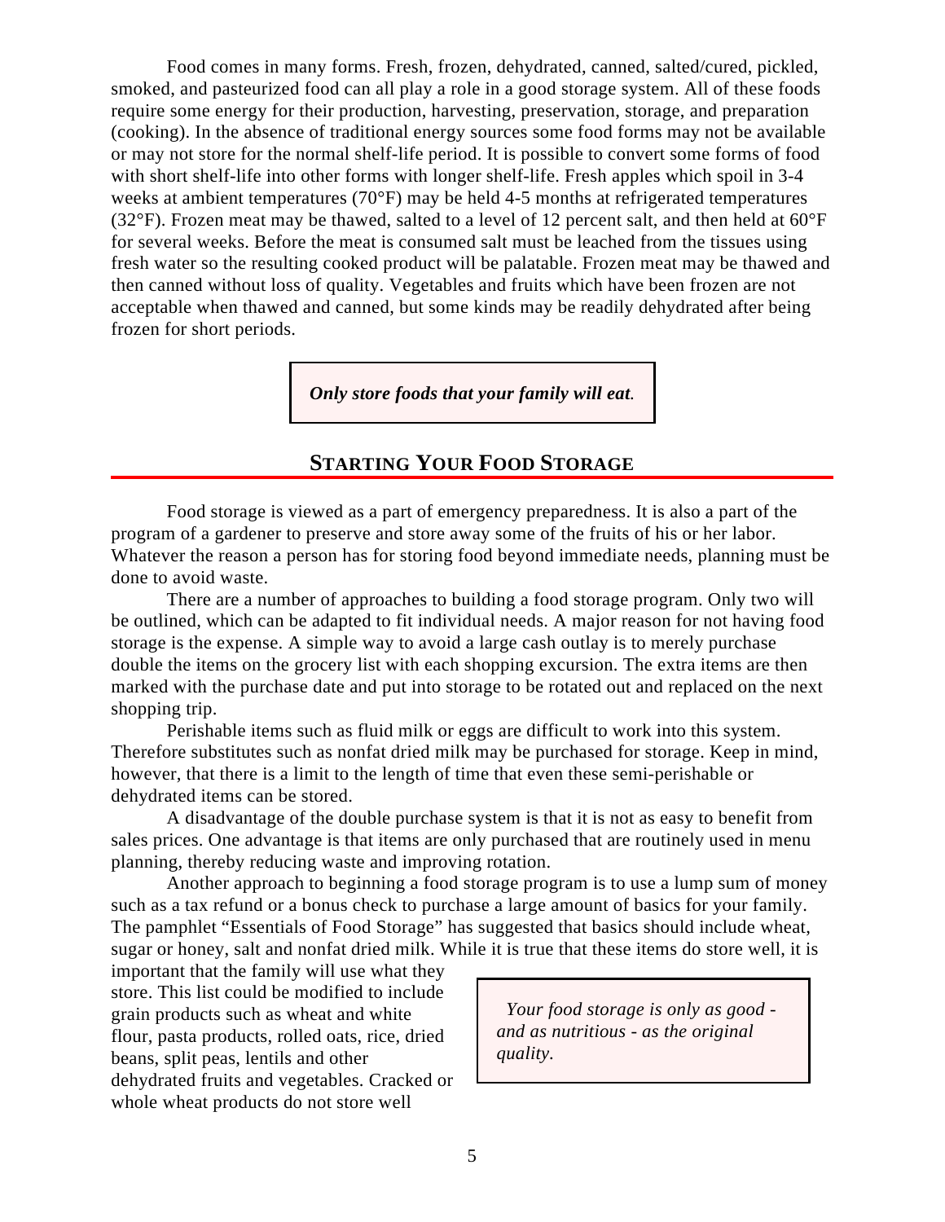Food comes in many forms. Fresh, frozen, dehydrated, canned, salted/cured, pickled, smoked, and pasteurized food can all play a role in a good storage system. All of these foods require some energy for their production, harvesting, preservation, storage, and preparation (cooking). In the absence of traditional energy sources some food forms may not be available or may not store for the normal shelf-life period. It is possible to convert some forms of food with short shelf-life into other forms with longer shelf-life. Fresh apples which spoil in 3-4 weeks at ambient temperatures (70°F) may be held 4-5 months at refrigerated temperatures (32°F). Frozen meat may be thawed, salted to a level of 12 percent salt, and then held at 60°F for several weeks. Before the meat is consumed salt must be leached from the tissues using fresh water so the resulting cooked product will be palatable. Frozen meat may be thawed and then canned without loss of quality. Vegetables and fruits which have been frozen are not acceptable when thawed and canned, but some kinds may be readily dehydrated after being frozen for short periods.

***Only store foods that your family will eat.***

## STARTING YOUR FOOD STORAGE

Food storage is viewed as a part of emergency preparedness. It is also a part of the program of a gardener to preserve and store away some of the fruits of his or her labor. Whatever the reason a person has for storing food beyond immediate needs, planning must be done to avoid waste.

There are a number of approaches to building a food storage program. Only two will be outlined, which can be adapted to fit individual needs. A major reason for not having food storage is the expense. A simple way to avoid a large cash outlay is to merely purchase double the items on the grocery list with each shopping excursion. The extra items are then marked with the purchase date and put into storage to be rotated out and replaced on the next shopping trip.

Perishable items such as fluid milk or eggs are difficult to work into this system. Therefore substitutes such as nonfat dried milk may be purchased for storage. Keep in mind, however, that there is a limit to the length of time that even these semi-perishable or dehydrated items can be stored.

A disadvantage of the double purchase system is that it is not as easy to benefit from sales prices. One advantage is that items are only purchased that are routinely used in menu planning, thereby reducing waste and improving rotation.

Another approach to beginning a food storage program is to use a lump sum of money such as a tax refund or a bonus check to purchase a large amount of basics for your family. The pamphlet "Essentials of Food Storage" has suggested that basics should include wheat, sugar or honey, salt and nonfat dried milk. While it is true that these items do store well, it is important that the family will use what they store. This list could be modified to include grain products such as wheat and white flour, pasta products, rolled oats, rice, dried beans, split peas, lentils and other dehydrated fruits and vegetables. Cracked or whole wheat products do not store well

*Your food storage is only as good - and as nutritious - as the original quality.*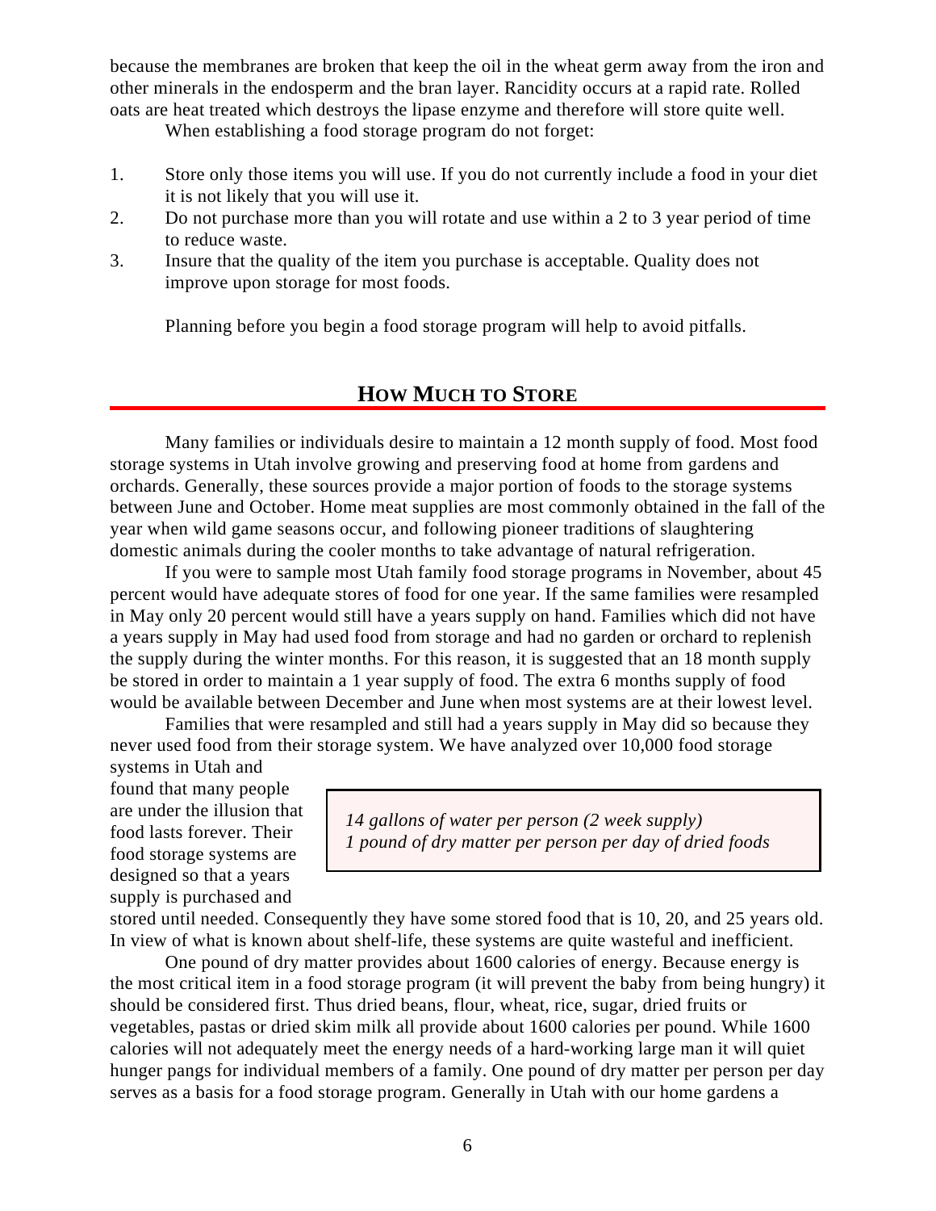because the membranes are broken that keep the oil in the wheat germ away from the iron and other minerals in the endosperm and the bran layer. Rancidity occurs at a rapid rate. Rolled oats are heat treated which destroys the lipase enzyme and therefore will store quite well.

When establishing a food storage program do not forget:

1. Store only those items you will use. If you do not currently include a food in your diet it is not likely that you will use it.
2. Do not purchase more than you will rotate and use within a 2 to 3 year period of time to reduce waste.
3. Insure that the quality of the item you purchase is acceptable. Quality does not improve upon storage for most foods.

Planning before you begin a food storage program will help to avoid pitfalls.

## HOW MUCH TO STORE

Many families or individuals desire to maintain a 12 month supply of food. Most food storage systems in Utah involve growing and preserving food at home from gardens and orchards. Generally, these sources provide a major portion of foods to the storage systems between June and October. Home meat supplies are most commonly obtained in the fall of the year when wild game seasons occur, and following pioneer traditions of slaughtering domestic animals during the cooler months to take advantage of natural refrigeration.

If you were to sample most Utah family food storage programs in November, about 45 percent would have adequate stores of food for one year. If the same families were resampled in May only 20 percent would still have a years supply on hand. Families which did not have a years supply in May had used food from storage and had no garden or orchard to replenish the supply during the winter months. For this reason, it is suggested that an 18 month supply be stored in order to maintain a 1 year supply of food. The extra 6 months supply of food would be available between December and June when most systems are at their lowest level.

Families that were resampled and still had a years supply in May did so because they never used food from their storage system. We have analyzed over 10,000 food storage systems in Utah and found that many people are under the illusion that food lasts forever. Their food storage systems are designed so that a years supply is purchased and stored until needed. Consequently they have some stored food that is 10, 20, and 25 years old. In view of what is known about shelf-life, these systems are quite wasteful and inefficient.

> *14 gallons of water per person (2 week supply)*
> *1 pound of dry matter per person per day of dried foods*

One pound of dry matter provides about 1600 calories of energy. Because energy is the most critical item in a food storage program (it will prevent the baby from being hungry) it should be considered first. Thus dried beans, flour, wheat, rice, sugar, dried fruits or vegetables, pastas or dried skim milk all provide about 1600 calories per pound. While 1600 calories will not adequately meet the energy needs of a hard-working large man it will quiet hunger pangs for individual members of a family. One pound of dry matter per person per day serves as a basis for a food storage program. Generally in Utah with our home gardens a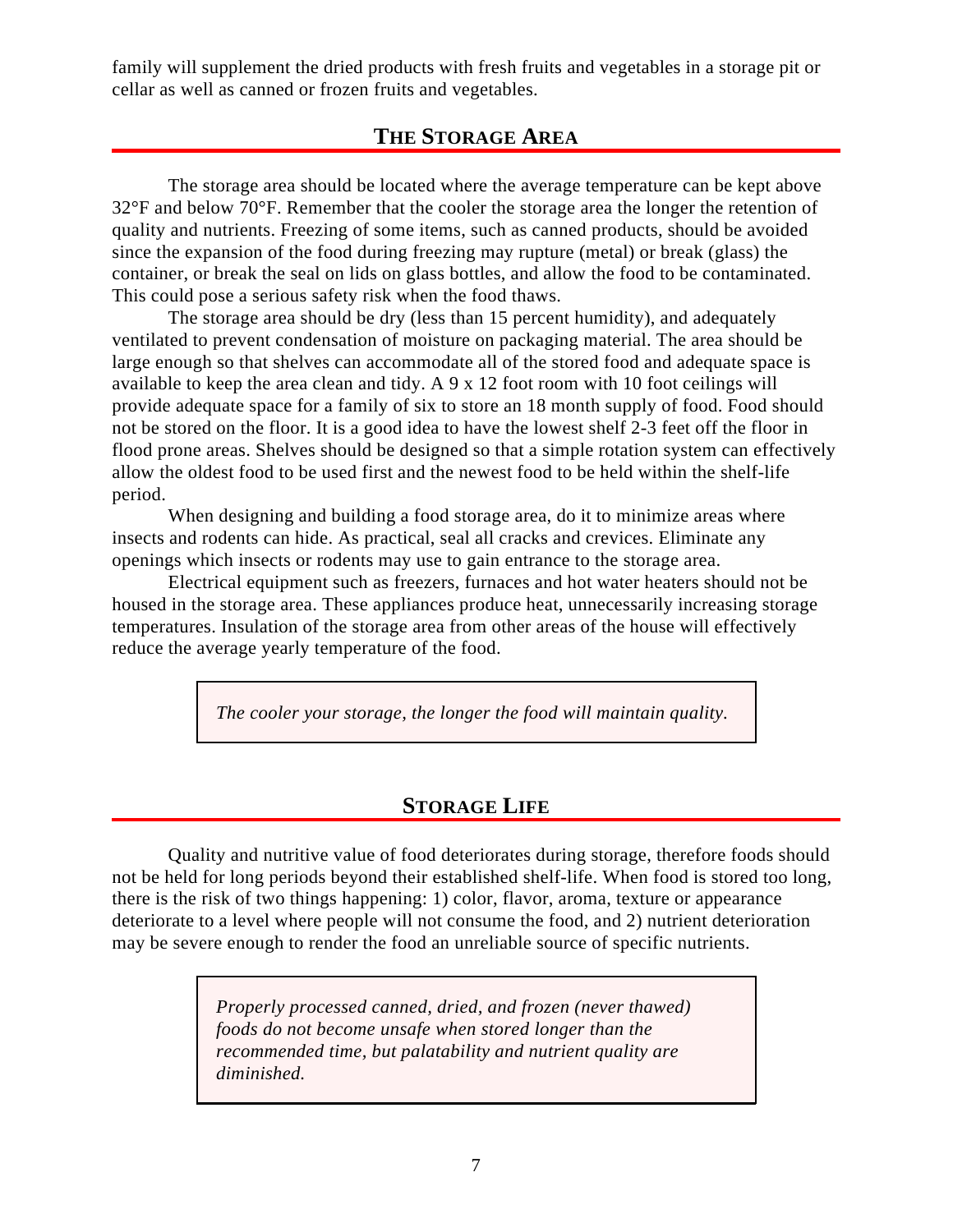family will supplement the dried products with fresh fruits and vegetables in a storage pit or cellar as well as canned or frozen fruits and vegetables.

## The Storage Area

The storage area should be located where the average temperature can be kept above 32°F and below 70°F. Remember that the cooler the storage area the longer the retention of quality and nutrients. Freezing of some items, such as canned products, should be avoided since the expansion of the food during freezing may rupture (metal) or break (glass) the container, or break the seal on lids on glass bottles, and allow the food to be contaminated. This could pose a serious safety risk when the food thaws.

The storage area should be dry (less than 15 percent humidity), and adequately ventilated to prevent condensation of moisture on packaging material. The area should be large enough so that shelves can accommodate all of the stored food and adequate space is available to keep the area clean and tidy. A 9 x 12 foot room with 10 foot ceilings will provide adequate space for a family of six to store an 18 month supply of food. Food should not be stored on the floor. It is a good idea to have the lowest shelf 2-3 feet off the floor in flood prone areas. Shelves should be designed so that a simple rotation system can effectively allow the oldest food to be used first and the newest food to be held within the shelf-life period.

When designing and building a food storage area, do it to minimize areas where insects and rodents can hide. As practical, seal all cracks and crevices. Eliminate any openings which insects or rodents may use to gain entrance to the storage area.

Electrical equipment such as freezers, furnaces and hot water heaters should not be housed in the storage area. These appliances produce heat, unnecessarily increasing storage temperatures. Insulation of the storage area from other areas of the house will effectively reduce the average yearly temperature of the food.

> *The cooler your storage, the longer the food will maintain quality.*

## Storage Life

Quality and nutritive value of food deteriorates during storage, therefore foods should not be held for long periods beyond their established shelf-life. When food is stored too long, there is the risk of two things happening: 1) color, flavor, aroma, texture or appearance deteriorate to a level where people will not consume the food, and 2) nutrient deterioration may be severe enough to render the food an unreliable source of specific nutrients.

> *Properly processed canned, dried, and frozen (never thawed) foods do not become unsafe when stored longer than the recommended time, but palatability and nutrient quality are diminished.*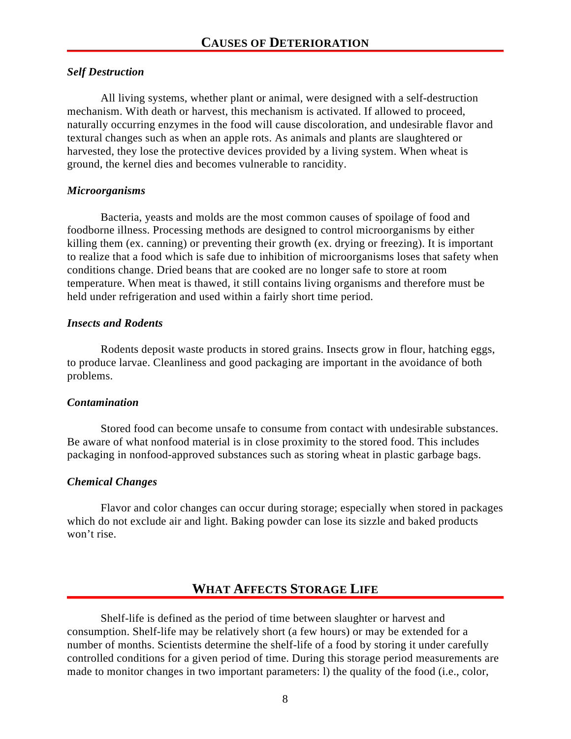## Causes of Deterioration

### *Self Destruction*

All living systems, whether plant or animal, were designed with a self-destruction mechanism. With death or harvest, this mechanism is activated. If allowed to proceed, naturally occurring enzymes in the food will cause discoloration, and undesirable flavor and textural changes such as when an apple rots. As animals and plants are slaughtered or harvested, they lose the protective devices provided by a living system. When wheat is ground, the kernel dies and becomes vulnerable to rancidity.

### *Microorganisms*

Bacteria, yeasts and molds are the most common causes of spoilage of food and foodborne illness. Processing methods are designed to control microorganisms by either killing them (ex. canning) or preventing their growth (ex. drying or freezing). It is important to realize that a food which is safe due to inhibition of microorganisms loses that safety when conditions change. Dried beans that are cooked are no longer safe to store at room temperature. When meat is thawed, it still contains living organisms and therefore must be held under refrigeration and used within a fairly short time period.

### *Insects and Rodents*

Rodents deposit waste products in stored grains. Insects grow in flour, hatching eggs, to produce larvae. Cleanliness and good packaging are important in the avoidance of both problems.

### *Contamination*

Stored food can become unsafe to consume from contact with undesirable substances. Be aware of what nonfood material is in close proximity to the stored food. This includes packaging in nonfood-approved substances such as storing wheat in plastic garbage bags.

### *Chemical Changes*

Flavor and color changes can occur during storage; especially when stored in packages which do not exclude air and light. Baking powder can lose its sizzle and baked products won't rise.

## What Affects Storage Life

Shelf-life is defined as the period of time between slaughter or harvest and consumption. Shelf-life may be relatively short (a few hours) or may be extended for a number of months. Scientists determine the shelf-life of a food by storing it under carefully controlled conditions for a given period of time. During this storage period measurements are made to monitor changes in two important parameters: l) the quality of the food (i.e., color,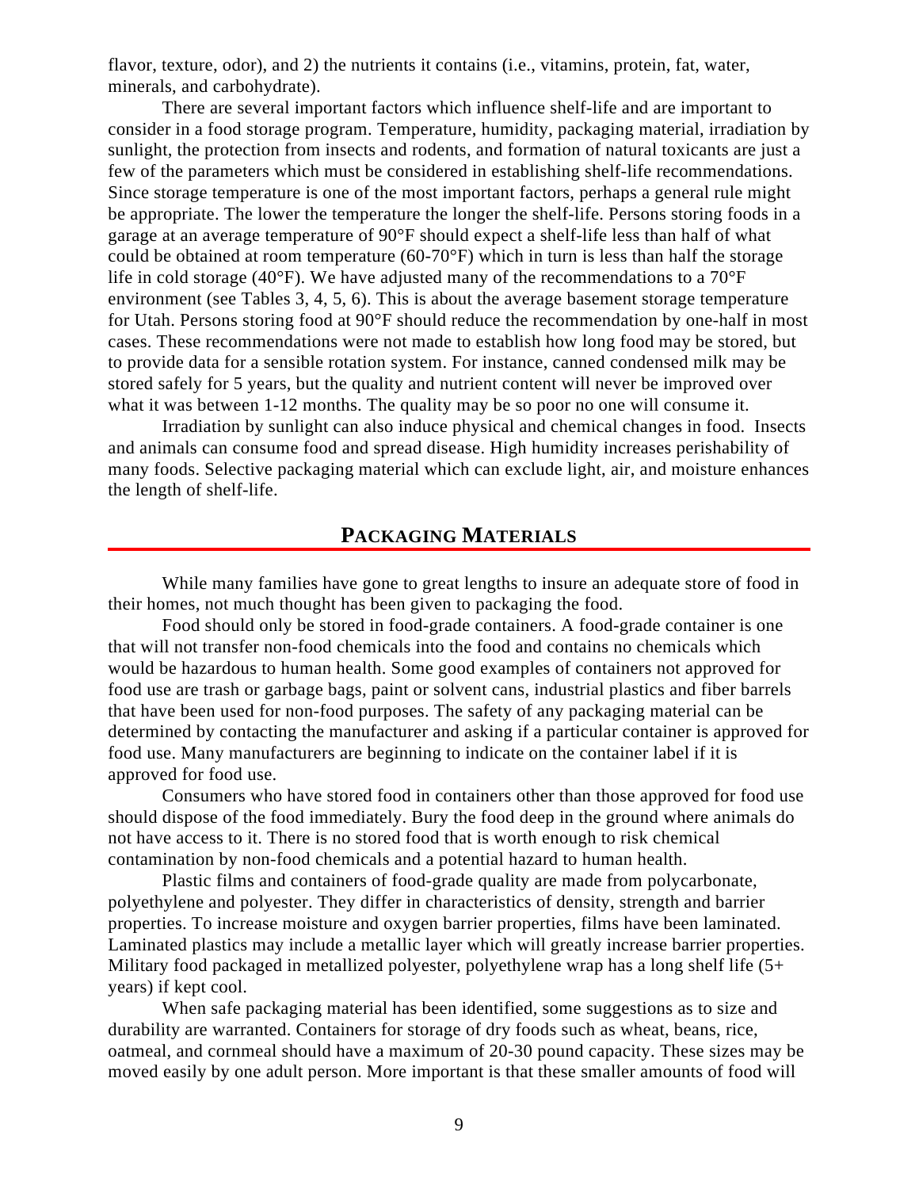flavor, texture, odor), and 2) the nutrients it contains (i.e., vitamins, protein, fat, water, minerals, and carbohydrate).

There are several important factors which influence shelf-life and are important to consider in a food storage program. Temperature, humidity, packaging material, irradiation by sunlight, the protection from insects and rodents, and formation of natural toxicants are just a few of the parameters which must be considered in establishing shelf-life recommendations. Since storage temperature is one of the most important factors, perhaps a general rule might be appropriate. The lower the temperature the longer the shelf-life. Persons storing foods in a garage at an average temperature of 90°F should expect a shelf-life less than half of what could be obtained at room temperature (60-70°F) which in turn is less than half the storage life in cold storage (40°F). We have adjusted many of the recommendations to a 70°F environment (see Tables 3, 4, 5, 6). This is about the average basement storage temperature for Utah. Persons storing food at 90°F should reduce the recommendation by one-half in most cases. These recommendations were not made to establish how long food may be stored, but to provide data for a sensible rotation system. For instance, canned condensed milk may be stored safely for 5 years, but the quality and nutrient content will never be improved over what it was between 1-12 months. The quality may be so poor no one will consume it.

Irradiation by sunlight can also induce physical and chemical changes in food. Insects and animals can consume food and spread disease. High humidity increases perishability of many foods. Selective packaging material which can exclude light, air, and moisture enhances the length of shelf-life.

## PACKAGING MATERIALS

While many families have gone to great lengths to insure an adequate store of food in their homes, not much thought has been given to packaging the food.

Food should only be stored in food-grade containers. A food-grade container is one that will not transfer non-food chemicals into the food and contains no chemicals which would be hazardous to human health. Some good examples of containers not approved for food use are trash or garbage bags, paint or solvent cans, industrial plastics and fiber barrels that have been used for non-food purposes. The safety of any packaging material can be determined by contacting the manufacturer and asking if a particular container is approved for food use. Many manufacturers are beginning to indicate on the container label if it is approved for food use.

Consumers who have stored food in containers other than those approved for food use should dispose of the food immediately. Bury the food deep in the ground where animals do not have access to it. There is no stored food that is worth enough to risk chemical contamination by non-food chemicals and a potential hazard to human health.

Plastic films and containers of food-grade quality are made from polycarbonate, polyethylene and polyester. They differ in characteristics of density, strength and barrier properties. To increase moisture and oxygen barrier properties, films have been laminated. Laminated plastics may include a metallic layer which will greatly increase barrier properties. Military food packaged in metallized polyester, polyethylene wrap has a long shelf life (5+ years) if kept cool.

When safe packaging material has been identified, some suggestions as to size and durability are warranted. Containers for storage of dry foods such as wheat, beans, rice, oatmeal, and cornmeal should have a maximum of 20-30 pound capacity. These sizes may be moved easily by one adult person. More important is that these smaller amounts of food will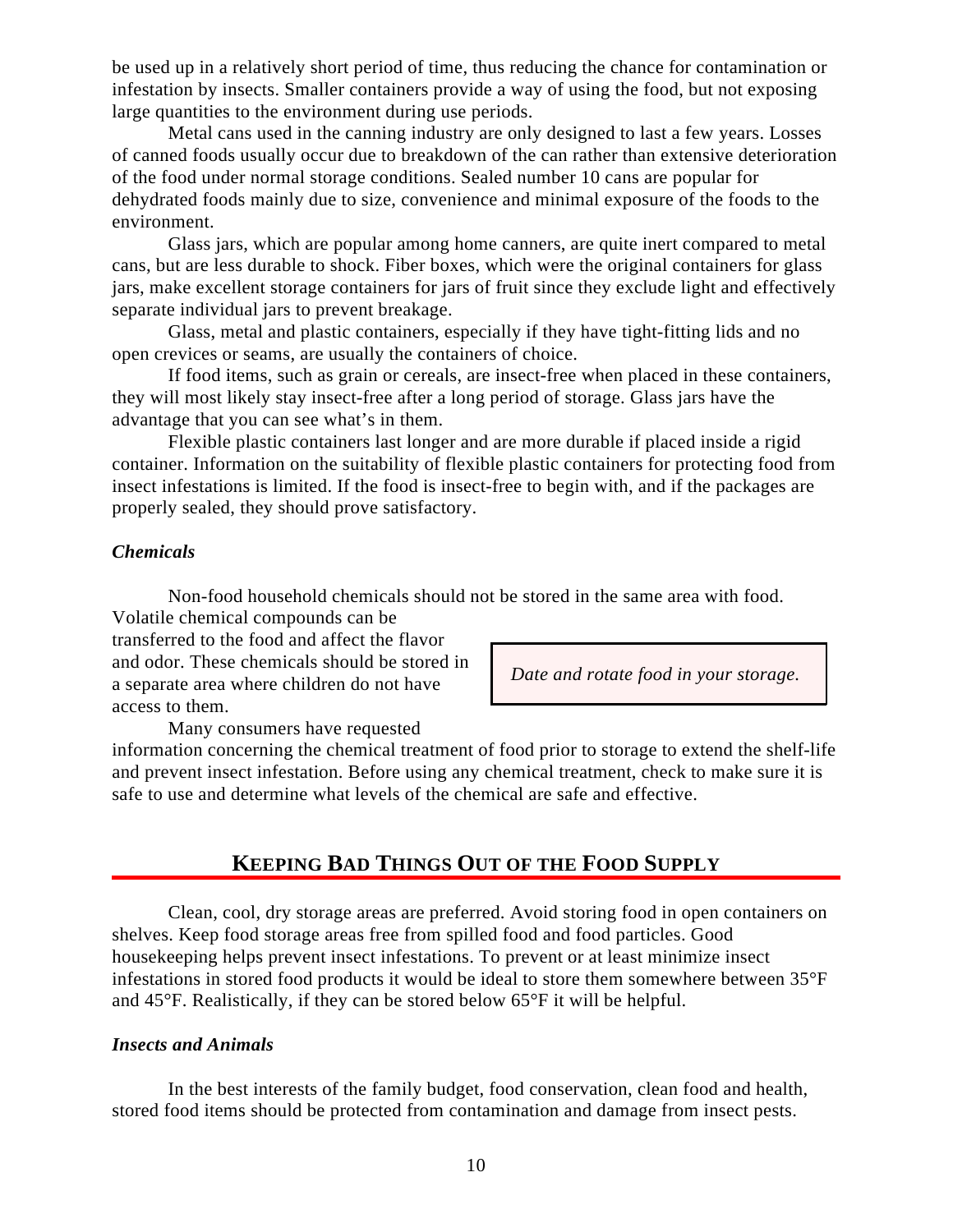be used up in a relatively short period of time, thus reducing the chance for contamination or infestation by insects. Smaller containers provide a way of using the food, but not exposing large quantities to the environment during use periods.

Metal cans used in the canning industry are only designed to last a few years. Losses of canned foods usually occur due to breakdown of the can rather than extensive deterioration of the food under normal storage conditions. Sealed number 10 cans are popular for dehydrated foods mainly due to size, convenience and minimal exposure of the foods to the environment.

Glass jars, which are popular among home canners, are quite inert compared to metal cans, but are less durable to shock. Fiber boxes, which were the original containers for glass jars, make excellent storage containers for jars of fruit since they exclude light and effectively separate individual jars to prevent breakage.

Glass, metal and plastic containers, especially if they have tight-fitting lids and no open crevices or seams, are usually the containers of choice.

If food items, such as grain or cereals, are insect-free when placed in these containers, they will most likely stay insect-free after a long period of storage. Glass jars have the advantage that you can see what's in them.

Flexible plastic containers last longer and are more durable if placed inside a rigid container. Information on the suitability of flexible plastic containers for protecting food from insect infestations is limited. If the food is insect-free to begin with, and if the packages are properly sealed, they should prove satisfactory.

### *Chemicals*

Non-food household chemicals should not be stored in the same area with food. Volatile chemical compounds can be transferred to the food and affect the flavor and odor. These chemicals should be stored in a separate area where children do not have access to them.

> *Date and rotate food in your storage.*

Many consumers have requested information concerning the chemical treatment of food prior to storage to extend the shelf-life and prevent insect infestation. Before using any chemical treatment, check to make sure it is safe to use and determine what levels of the chemical are safe and effective.

## KEEPING BAD THINGS OUT OF THE FOOD SUPPLY

Clean, cool, dry storage areas are preferred. Avoid storing food in open containers on shelves. Keep food storage areas free from spilled food and food particles. Good housekeeping helps prevent insect infestations. To prevent or at least minimize insect infestations in stored food products it would be ideal to store them somewhere between 35°F and 45°F. Realistically, if they can be stored below 65°F it will be helpful.

### *Insects and Animals*

In the best interests of the family budget, food conservation, clean food and health, stored food items should be protected from contamination and damage from insect pests.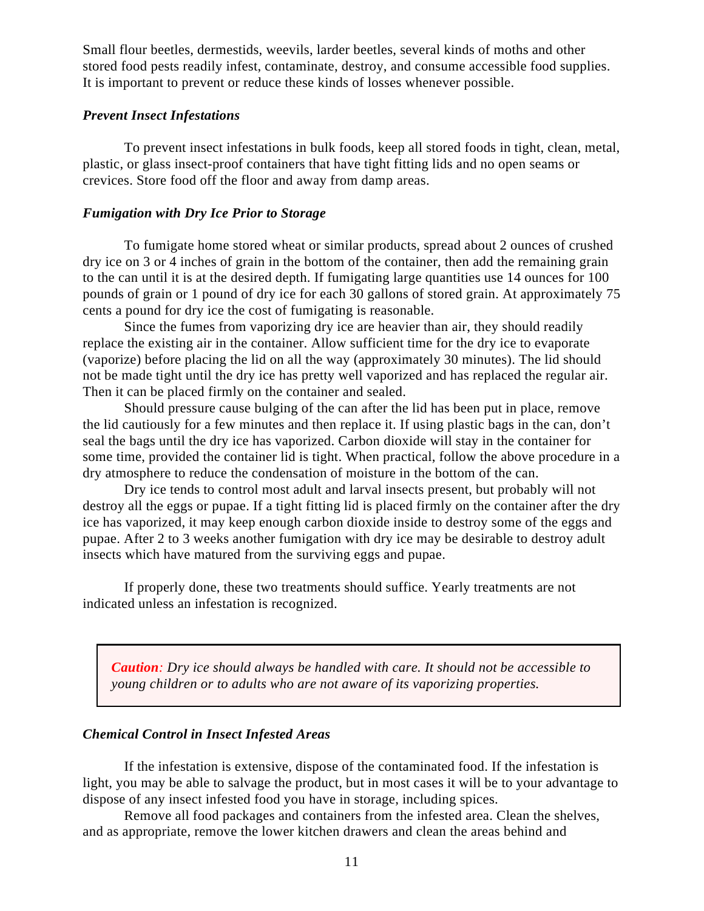Small flour beetles, dermestids, weevils, larder beetles, several kinds of moths and other stored food pests readily infest, contaminate, destroy, and consume accessible food supplies. It is important to prevent or reduce these kinds of losses whenever possible.

### *Prevent Insect Infestations*

To prevent insect infestations in bulk foods, keep all stored foods in tight, clean, metal, plastic, or glass insect-proof containers that have tight fitting lids and no open seams or crevices. Store food off the floor and away from damp areas.

### *Fumigation with Dry Ice Prior to Storage*

To fumigate home stored wheat or similar products, spread about 2 ounces of crushed dry ice on 3 or 4 inches of grain in the bottom of the container, then add the remaining grain to the can until it is at the desired depth. If fumigating large quantities use 14 ounces for 100 pounds of grain or 1 pound of dry ice for each 30 gallons of stored grain. At approximately 75 cents a pound for dry ice the cost of fumigating is reasonable.

Since the fumes from vaporizing dry ice are heavier than air, they should readily replace the existing air in the container. Allow sufficient time for the dry ice to evaporate (vaporize) before placing the lid on all the way (approximately 30 minutes). The lid should not be made tight until the dry ice has pretty well vaporized and has replaced the regular air. Then it can be placed firmly on the container and sealed.

Should pressure cause bulging of the can after the lid has been put in place, remove the lid cautiously for a few minutes and then replace it. If using plastic bags in the can, don't seal the bags until the dry ice has vaporized. Carbon dioxide will stay in the container for some time, provided the container lid is tight. When practical, follow the above procedure in a dry atmosphere to reduce the condensation of moisture in the bottom of the can.

Dry ice tends to control most adult and larval insects present, but probably will not destroy all the eggs or pupae. If a tight fitting lid is placed firmly on the container after the dry ice has vaporized, it may keep enough carbon dioxide inside to destroy some of the eggs and pupae. After 2 to 3 weeks another fumigation with dry ice may be desirable to destroy adult insects which have matured from the surviving eggs and pupae.

If properly done, these two treatments should suffice. Yearly treatments are not indicated unless an infestation is recognized.

> ***Caution**: Dry ice should always be handled with care. It should not be accessible to young children or to adults who are not aware of its vaporizing properties.*

### *Chemical Control in Insect Infested Areas*

If the infestation is extensive, dispose of the contaminated food. If the infestation is light, you may be able to salvage the product, but in most cases it will be to your advantage to dispose of any insect infested food you have in storage, including spices.

Remove all food packages and containers from the infested area. Clean the shelves, and as appropriate, remove the lower kitchen drawers and clean the areas behind and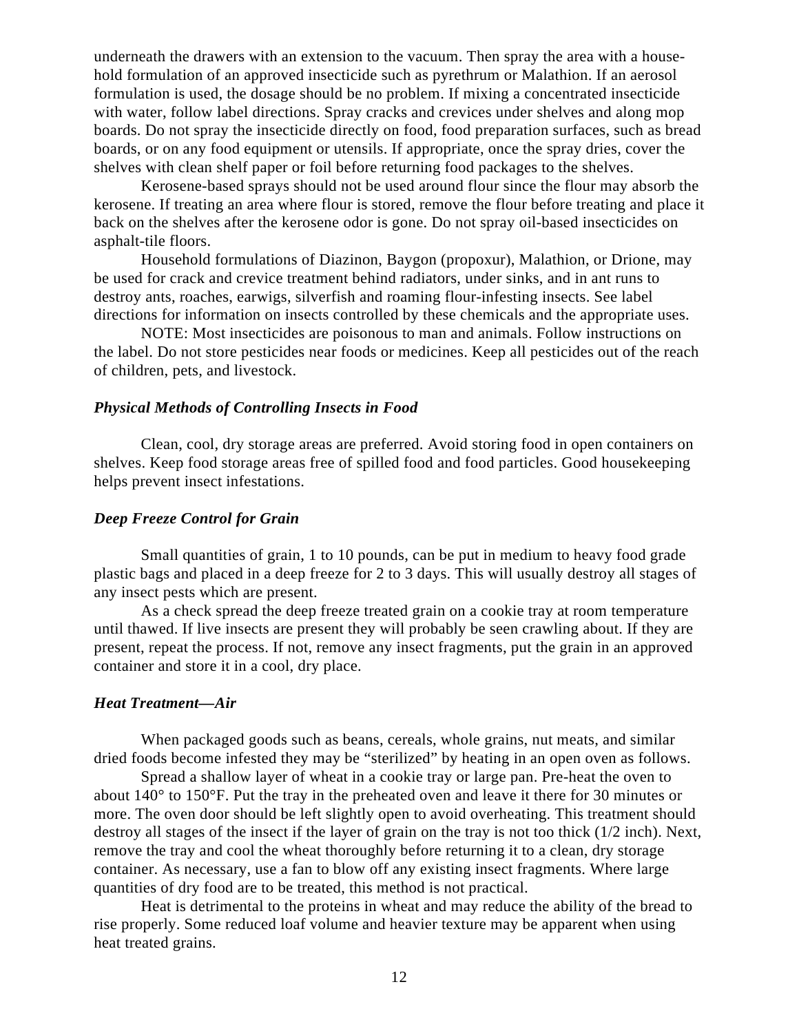underneath the drawers with an extension to the vacuum. Then spray the area with a household formulation of an approved insecticide such as pyrethrum or Malathion. If an aerosol formulation is used, the dosage should be no problem. If mixing a concentrated insecticide with water, follow label directions. Spray cracks and crevices under shelves and along mop boards. Do not spray the insecticide directly on food, food preparation surfaces, such as bread boards, or on any food equipment or utensils. If appropriate, once the spray dries, cover the shelves with clean shelf paper or foil before returning food packages to the shelves.

Kerosene-based sprays should not be used around flour since the flour may absorb the kerosene. If treating an area where flour is stored, remove the flour before treating and place it back on the shelves after the kerosene odor is gone. Do not spray oil-based insecticides on asphalt-tile floors.

Household formulations of Diazinon, Baygon (propoxur), Malathion, or Drione, may be used for crack and crevice treatment behind radiators, under sinks, and in ant runs to destroy ants, roaches, earwigs, silverfish and roaming flour-infesting insects. See label directions for information on insects controlled by these chemicals and the appropriate uses.

NOTE: Most insecticides are poisonous to man and animals. Follow instructions on the label. Do not store pesticides near foods or medicines. Keep all pesticides out of the reach of children, pets, and livestock.

### *Physical Methods of Controlling Insects in Food*

Clean, cool, dry storage areas are preferred. Avoid storing food in open containers on shelves. Keep food storage areas free of spilled food and food particles. Good housekeeping helps prevent insect infestations.

### *Deep Freeze Control for Grain*

Small quantities of grain, 1 to 10 pounds, can be put in medium to heavy food grade plastic bags and placed in a deep freeze for 2 to 3 days. This will usually destroy all stages of any insect pests which are present.

As a check spread the deep freeze treated grain on a cookie tray at room temperature until thawed. If live insects are present they will probably be seen crawling about. If they are present, repeat the process. If not, remove any insect fragments, put the grain in an approved container and store it in a cool, dry place.

### *Heat Treatment—Air*

When packaged goods such as beans, cereals, whole grains, nut meats, and similar dried foods become infested they may be "sterilized" by heating in an open oven as follows.

Spread a shallow layer of wheat in a cookie tray or large pan. Pre-heat the oven to about 140° to 150°F. Put the tray in the preheated oven and leave it there for 30 minutes or more. The oven door should be left slightly open to avoid overheating. This treatment should destroy all stages of the insect if the layer of grain on the tray is not too thick (1/2 inch). Next, remove the tray and cool the wheat thoroughly before returning it to a clean, dry storage container. As necessary, use a fan to blow off any existing insect fragments. Where large quantities of dry food are to be treated, this method is not practical.

Heat is detrimental to the proteins in wheat and may reduce the ability of the bread to rise properly. Some reduced loaf volume and heavier texture may be apparent when using heat treated grains.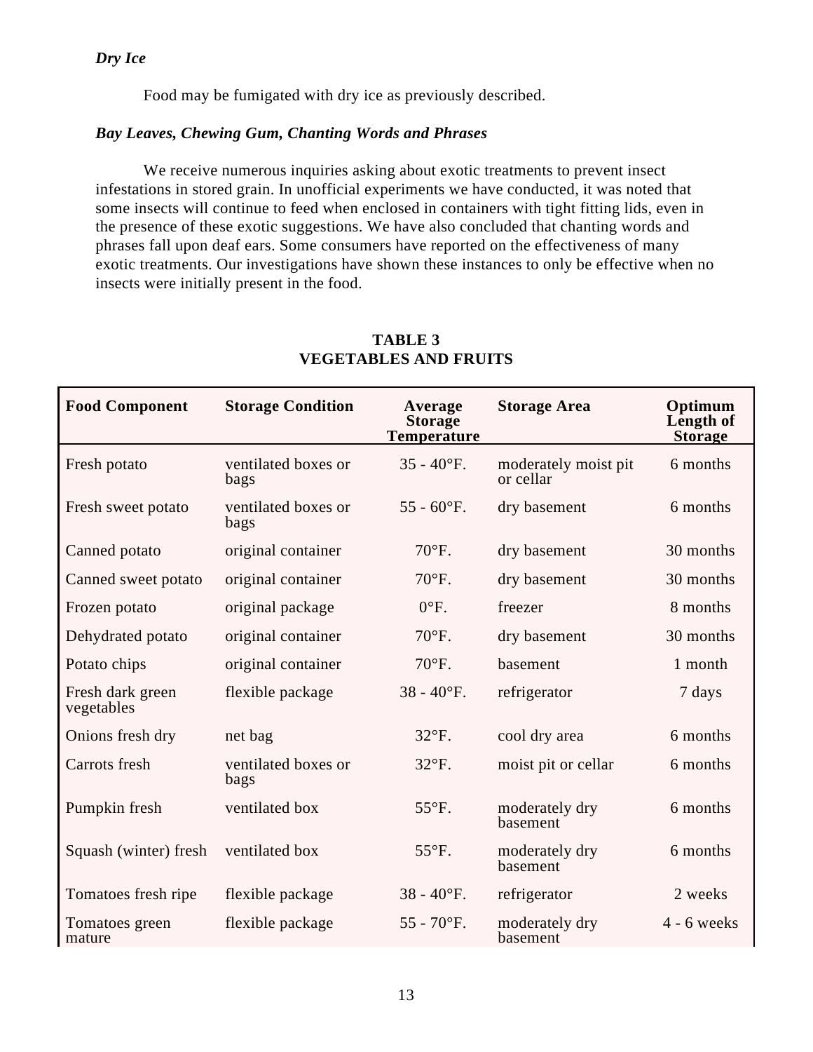### *Dry Ice*

Food may be fumigated with dry ice as previously described.

### *Bay Leaves, Chewing Gum, Chanting Words and Phrases*

We receive numerous inquiries asking about exotic treatments to prevent insect infestations in stored grain. In unofficial experiments we have conducted, it was noted that some insects will continue to feed when enclosed in containers with tight fitting lids, even in the presence of these exotic suggestions. We have also concluded that chanting words and phrases fall upon deaf ears. Some consumers have reported on the effectiveness of many exotic treatments. Our investigations have shown these instances to only be effective when no insects were initially present in the food.

**TABLE 3**
**VEGETABLES AND FRUITS**

| Food Component | Storage Condition | Average Storage Temperature | Storage Area | Optimum Length of Storage |
|---|---|---|---|---|
| Fresh potato | ventilated boxes or bags | 35 - 40°F. | moderately moist pit or cellar | 6 months |
| Fresh sweet potato | ventilated boxes or bags | 55 - 60°F. | dry basement | 6 months |
| Canned potato | original container | 70°F. | dry basement | 30 months |
| Canned sweet potato | original container | 70°F. | dry basement | 30 months |
| Frozen potato | original package | 0°F. | freezer | 8 months |
| Dehydrated potato | original container | 70°F. | dry basement | 30 months |
| Potato chips | original container | 70°F. | basement | 1 month |
| Fresh dark green vegetables | flexible package | 38 - 40°F. | refrigerator | 7 days |
| Onions fresh dry | net bag | 32°F. | cool dry area | 6 months |
| Carrots fresh | ventilated boxes or bags | 32°F. | moist pit or cellar | 6 months |
| Pumpkin fresh | ventilated box | 55°F. | moderately dry basement | 6 months |
| Squash (winter) fresh | ventilated box | 55°F. | moderately dry basement | 6 months |
| Tomatoes fresh ripe | flexible package | 38 - 40°F. | refrigerator | 2 weeks |
| Tomatoes green mature | flexible package | 55 - 70°F. | moderately dry basement | 4 - 6 weeks |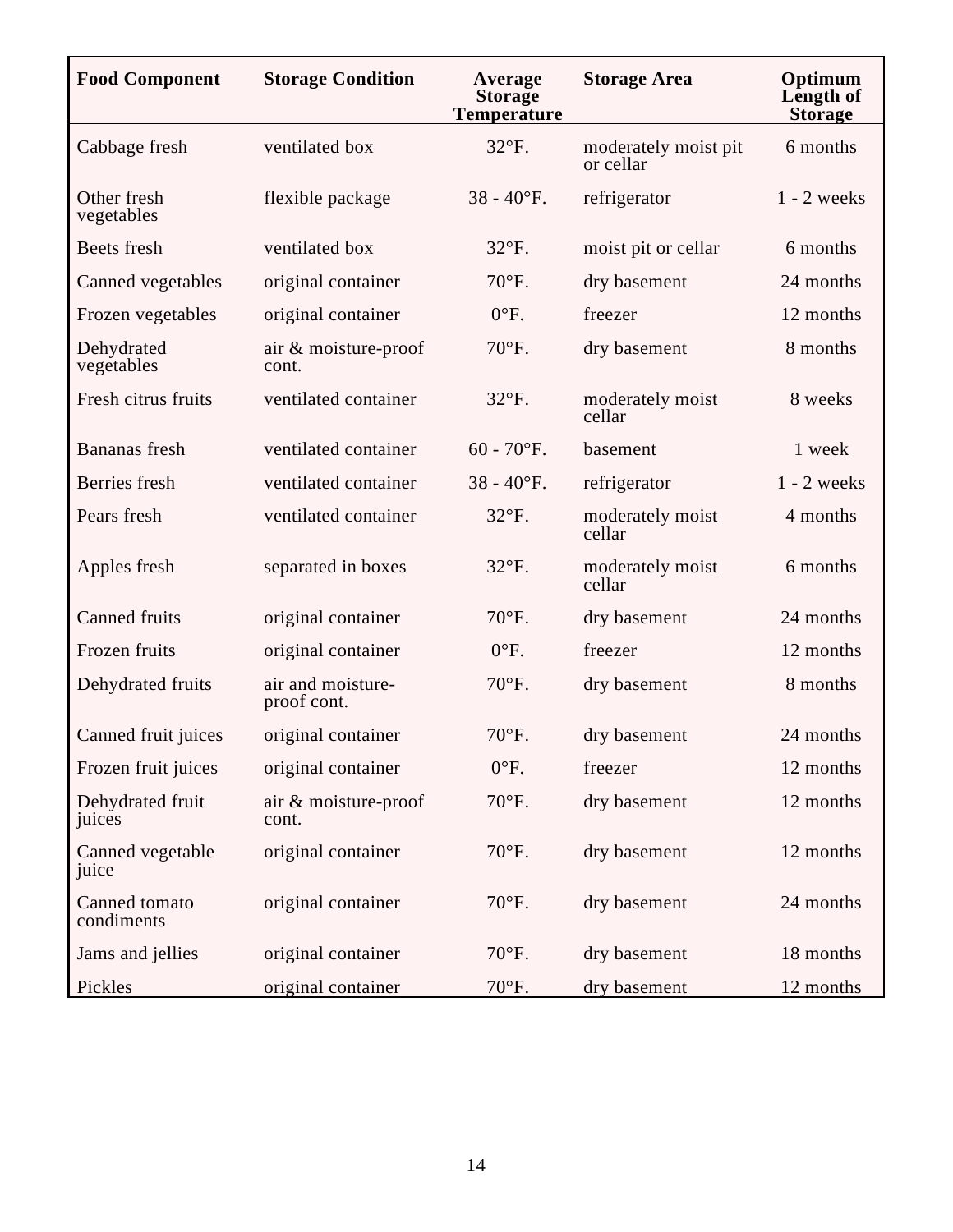| **Food Component** | **Storage Condition** | **Average Storage Temperature** | **Storage Area** | **Optimum Length of Storage** |
|---|---|---|---|---|
| Cabbage fresh | ventilated box | 32°F. | moderately moist pit or cellar | 6 months |
| Other fresh vegetables | flexible package | 38 - 40°F. | refrigerator | 1 - 2 weeks |
| Beets fresh | ventilated box | 32°F. | moist pit or cellar | 6 months |
| Canned vegetables | original container | 70°F. | dry basement | 24 months |
| Frozen vegetables | original container | 0°F. | freezer | 12 months |
| Dehydrated vegetables | air & moisture-proof cont. | 70°F. | dry basement | 8 months |
| Fresh citrus fruits | ventilated container | 32°F. | moderately moist cellar | 8 weeks |
| Bananas fresh | ventilated container | 60 - 70°F. | basement | 1 week |
| Berries fresh | ventilated container | 38 - 40°F. | refrigerator | 1 - 2 weeks |
| Pears fresh | ventilated container | 32°F. | moderately moist cellar | 4 months |
| Apples fresh | separated in boxes | 32°F. | moderately moist cellar | 6 months |
| Canned fruits | original container | 70°F. | dry basement | 24 months |
| Frozen fruits | original container | 0°F. | freezer | 12 months |
| Dehydrated fruits | air and moisture-proof cont. | 70°F. | dry basement | 8 months |
| Canned fruit juices | original container | 70°F. | dry basement | 24 months |
| Frozen fruit juices | original container | 0°F. | freezer | 12 months |
| Dehydrated fruit juices | air & moisture-proof cont. | 70°F. | dry basement | 12 months |
| Canned vegetable juice | original container | 70°F. | dry basement | 12 months |
| Canned tomato condiments | original container | 70°F. | dry basement | 24 months |
| Jams and jellies | original container | 70°F. | dry basement | 18 months |
| Pickles | original container | 70°F. | dry basement | 12 months |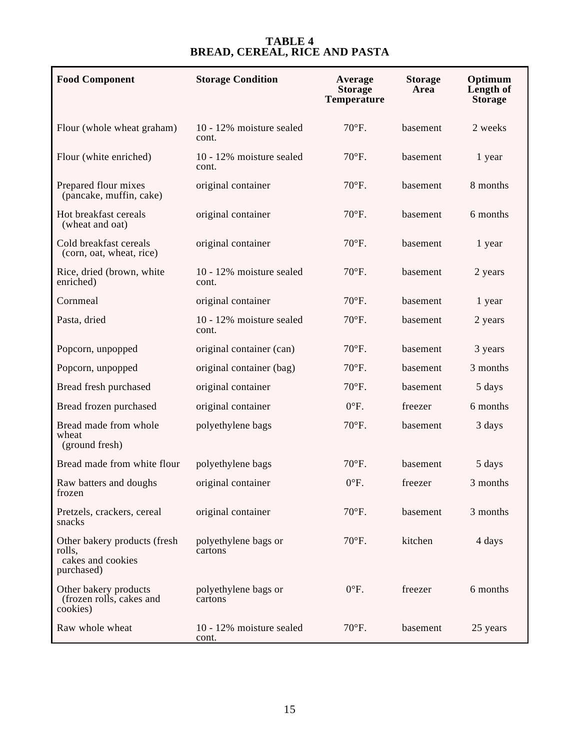# TABLE 4
# BREAD, CEREAL, RICE AND PASTA

| Food Component | Storage Condition | Average Storage Temperature | Storage Area | Optimum Length of Storage |
|---|---|---|---|---|
| Flour (whole wheat graham) | 10 - 12% moisture sealed cont. | 70°F. | basement | 2 weeks |
| Flour (white enriched) | 10 - 12% moisture sealed cont. | 70°F. | basement | 1 year |
| Prepared flour mixes (pancake, muffin, cake) | original container | 70°F. | basement | 8 months |
| Hot breakfast cereals (wheat and oat) | original container | 70°F. | basement | 6 months |
| Cold breakfast cereals (corn, oat, wheat, rice) | original container | 70°F. | basement | 1 year |
| Rice, dried (brown, white enriched) | 10 - 12% moisture sealed cont. | 70°F. | basement | 2 years |
| Cornmeal | original container | 70°F. | basement | 1 year |
| Pasta, dried | 10 - 12% moisture sealed cont. | 70°F. | basement | 2 years |
| Popcorn, unpopped | original container (can) | 70°F. | basement | 3 years |
| Popcorn, unpopped | original container (bag) | 70°F. | basement | 3 months |
| Bread fresh purchased | original container | 70°F. | basement | 5 days |
| Bread frozen purchased | original container | 0°F. | freezer | 6 months |
| Bread made from whole wheat (ground fresh) | polyethylene bags | 70°F. | basement | 3 days |
| Bread made from white flour | polyethylene bags | 70°F. | basement | 5 days |
| Raw batters and doughs frozen | original container | 0°F. | freezer | 3 months |
| Pretzels, crackers, cereal snacks | original container | 70°F. | basement | 3 months |
| Other bakery products (fresh rolls, cakes and cookies purchased) | polyethylene bags or cartons | 70°F. | kitchen | 4 days |
| Other bakery products (frozen rolls, cakes and cookies) | polyethylene bags or cartons | 0°F. | freezer | 6 months |
| Raw whole wheat | 10 - 12% moisture sealed cont. | 70°F. | basement | 25 years |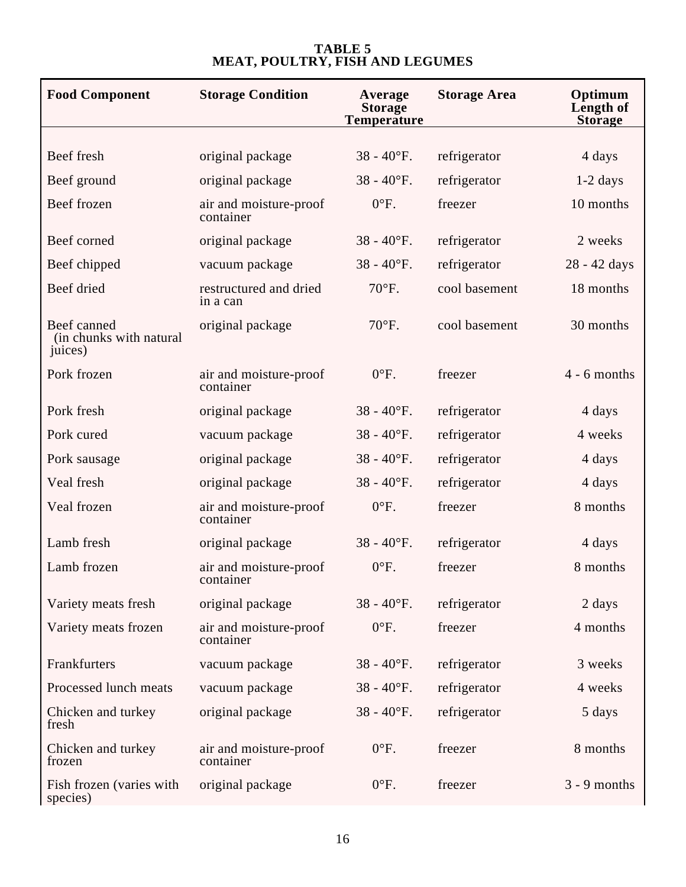**TABLE 5**
**MEAT, POULTRY, FISH AND LEGUMES**

| Food Component | Storage Condition | Average Storage Temperature | Storage Area | Optimum Length of Storage |
|---|---|---|---|---|
| Beef fresh | original package | 38 - 40°F. | refrigerator | 4 days |
| Beef ground | original package | 38 - 40°F. | refrigerator | 1-2 days |
| Beef frozen | air and moisture-proof container | 0°F. | freezer | 10 months |
| Beef corned | original package | 38 - 40°F. | refrigerator | 2 weeks |
| Beef chipped | vacuum package | 38 - 40°F. | refrigerator | 28 - 42 days |
| Beef dried | restructured and dried in a can | 70°F. | cool basement | 18 months |
| Beef canned (in chunks with natural juices) | original package | 70°F. | cool basement | 30 months |
| Pork frozen | air and moisture-proof container | 0°F. | freezer | 4 - 6 months |
| Pork fresh | original package | 38 - 40°F. | refrigerator | 4 days |
| Pork cured | vacuum package | 38 - 40°F. | refrigerator | 4 weeks |
| Pork sausage | original package | 38 - 40°F. | refrigerator | 4 days |
| Veal fresh | original package | 38 - 40°F. | refrigerator | 4 days |
| Veal frozen | air and moisture-proof container | 0°F. | freezer | 8 months |
| Lamb fresh | original package | 38 - 40°F. | refrigerator | 4 days |
| Lamb frozen | air and moisture-proof container | 0°F. | freezer | 8 months |
| Variety meats fresh | original package | 38 - 40°F. | refrigerator | 2 days |
| Variety meats frozen | air and moisture-proof container | 0°F. | freezer | 4 months |
| Frankfurters | vacuum package | 38 - 40°F. | refrigerator | 3 weeks |
| Processed lunch meats | vacuum package | 38 - 40°F. | refrigerator | 4 weeks |
| Chicken and turkey fresh | original package | 38 - 40°F. | refrigerator | 5 days |
| Chicken and turkey frozen | air and moisture-proof container | 0°F. | freezer | 8 months |
| Fish frozen (varies with species) | original package | 0°F. | freezer | 3 - 9 months |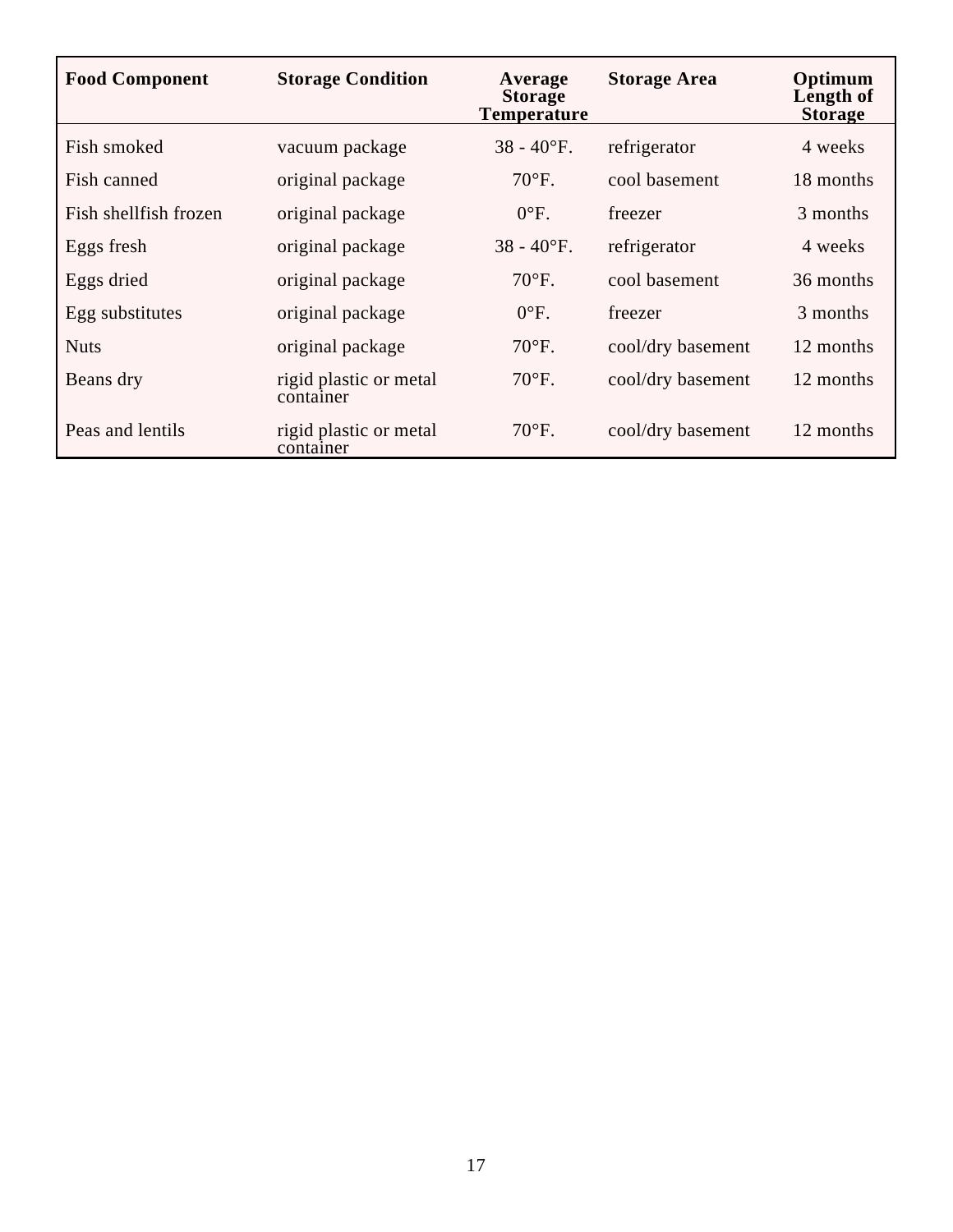| Food Component | Storage Condition | Average Storage Temperature | Storage Area | Optimum Length of Storage |
|---|---|---|---|---|
| Fish smoked | vacuum package | 38 - 40°F. | refrigerator | 4 weeks |
| Fish canned | original package | 70°F. | cool basement | 18 months |
| Fish shellfish frozen | original package | 0°F. | freezer | 3 months |
| Eggs fresh | original package | 38 - 40°F. | refrigerator | 4 weeks |
| Eggs dried | original package | 70°F. | cool basement | 36 months |
| Egg substitutes | original package | 0°F. | freezer | 3 months |
| Nuts | original package | 70°F. | cool/dry basement | 12 months |
| Beans dry | rigid plastic or metal container | 70°F. | cool/dry basement | 12 months |
| Peas and lentils | rigid plastic or metal container | 70°F. | cool/dry basement | 12 months |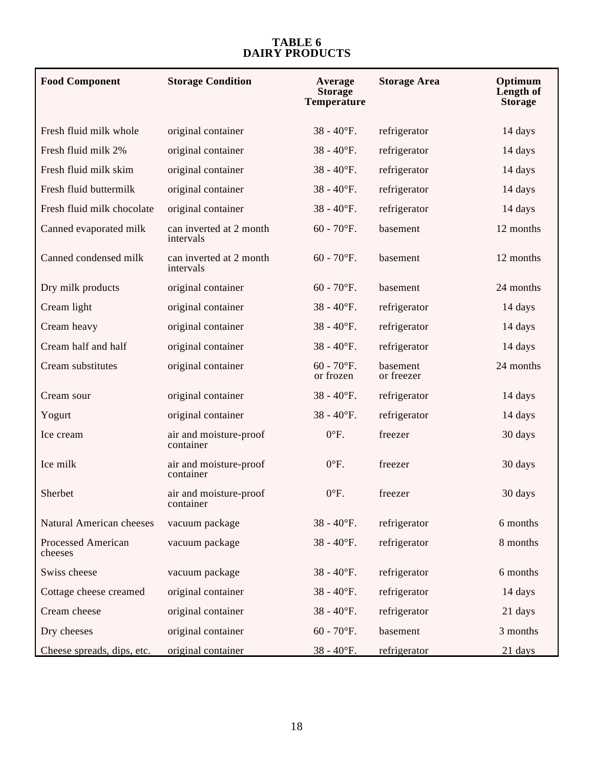# TABLE 6
# DAIRY PRODUCTS

| Food Component | Storage Condition | Average Storage Temperature | Storage Area | Optimum Length of Storage |
|---|---|---|---|---|
| Fresh fluid milk whole | original container | 38 - 40°F. | refrigerator | 14 days |
| Fresh fluid milk 2% | original container | 38 - 40°F. | refrigerator | 14 days |
| Fresh fluid milk skim | original container | 38 - 40°F. | refrigerator | 14 days |
| Fresh fluid buttermilk | original container | 38 - 40°F. | refrigerator | 14 days |
| Fresh fluid milk chocolate | original container | 38 - 40°F. | refrigerator | 14 days |
| Canned evaporated milk | can inverted at 2 month intervals | 60 - 70°F. | basement | 12 months |
| Canned condensed milk | can inverted at 2 month intervals | 60 - 70°F. | basement | 12 months |
| Dry milk products | original container | 60 - 70°F. | basement | 24 months |
| Cream light | original container | 38 - 40°F. | refrigerator | 14 days |
| Cream heavy | original container | 38 - 40°F. | refrigerator | 14 days |
| Cream half and half | original container | 38 - 40°F. | refrigerator | 14 days |
| Cream substitutes | original container | 60 - 70°F. or frozen | basement or freezer | 24 months |
| Cream sour | original container | 38 - 40°F. | refrigerator | 14 days |
| Yogurt | original container | 38 - 40°F. | refrigerator | 14 days |
| Ice cream | air and moisture-proof container | 0°F. | freezer | 30 days |
| Ice milk | air and moisture-proof container | 0°F. | freezer | 30 days |
| Sherbet | air and moisture-proof container | 0°F. | freezer | 30 days |
| Natural American cheeses | vacuum package | 38 - 40°F. | refrigerator | 6 months |
| Processed American cheeses | vacuum package | 38 - 40°F. | refrigerator | 8 months |
| Swiss cheese | vacuum package | 38 - 40°F. | refrigerator | 6 months |
| Cottage cheese creamed | original container | 38 - 40°F. | refrigerator | 14 days |
| Cream cheese | original container | 38 - 40°F. | refrigerator | 21 days |
| Dry cheeses | original container | 60 - 70°F. | basement | 3 months |
| Cheese spreads, dips, etc. | original container | 38 - 40°F. | refrigerator | 21 days |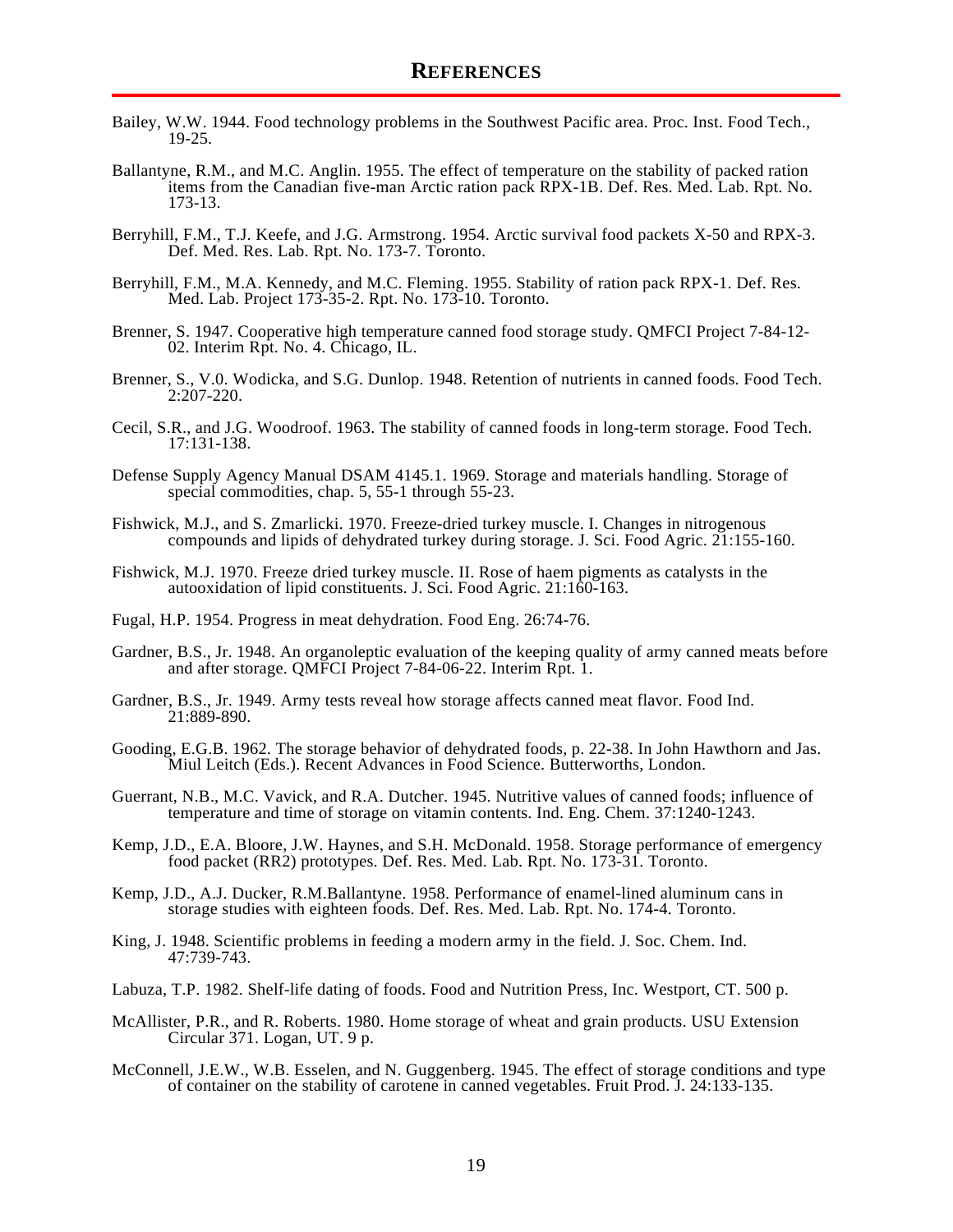## REFERENCES

Bailey, W.W. 1944. Food technology problems in the Southwest Pacific area. Proc. Inst. Food Tech., 19-25.

Ballantyne, R.M., and M.C. Anglin. 1955. The effect of temperature on the stability of packed ration items from the Canadian five-man Arctic ration pack RPX-1B. Def. Res. Med. Lab. Rpt. No. 173-13.

Berryhill, F.M., T.J. Keefe, and J.G. Armstrong. 1954. Arctic survival food packets X-50 and RPX-3. Def. Med. Res. Lab. Rpt. No. 173-7. Toronto.

Berryhill, F.M., M.A. Kennedy, and M.C. Fleming. 1955. Stability of ration pack RPX-1. Def. Res. Med. Lab. Project 173-35-2. Rpt. No. 173-10. Toronto.

Brenner, S. 1947. Cooperative high temperature canned food storage study. QMFCI Project 7-84-12-02. Interim Rpt. No. 4. Chicago, IL.

Brenner, S., V.0. Wodicka, and S.G. Dunlop. 1948. Retention of nutrients in canned foods. Food Tech. 2:207-220.

Cecil, S.R., and J.G. Woodroof. 1963. The stability of canned foods in long-term storage. Food Tech. 17:131-138.

Defense Supply Agency Manual DSAM 4145.1. 1969. Storage and materials handling. Storage of special commodities, chap. 5, 55-1 through 55-23.

Fishwick, M.J., and S. Zmarlicki. 1970. Freeze-dried turkey muscle. I. Changes in nitrogenous compounds and lipids of dehydrated turkey during storage. J. Sci. Food Agric. 21:155-160.

Fishwick, M.J. 1970. Freeze dried turkey muscle. II. Rose of haem pigments as catalysts in the autooxidation of lipid constituents. J. Sci. Food Agric. 21:160-163.

Fugal, H.P. 1954. Progress in meat dehydration. Food Eng. 26:74-76.

Gardner, B.S., Jr. 1948. An organoleptic evaluation of the keeping quality of army canned meats before and after storage. QMFCI Project 7-84-06-22. Interim Rpt. 1.

Gardner, B.S., Jr. 1949. Army tests reveal how storage affects canned meat flavor. Food Ind. 21:889-890.

Gooding, E.G.B. 1962. The storage behavior of dehydrated foods, p. 22-38. In John Hawthorn and Jas. Miul Leitch (Eds.). Recent Advances in Food Science. Butterworths, London.

Guerrant, N.B., M.C. Vavick, and R.A. Dutcher. 1945. Nutritive values of canned foods; influence of temperature and time of storage on vitamin contents. Ind. Eng. Chem. 37:1240-1243.

Kemp, J.D., E.A. Bloore, J.W. Haynes, and S.H. McDonald. 1958. Storage performance of emergency food packet (RR2) prototypes. Def. Res. Med. Lab. Rpt. No. 173-31. Toronto.

Kemp, J.D., A.J. Ducker, R.M.Ballantyne. 1958. Performance of enamel-lined aluminum cans in storage studies with eighteen foods. Def. Res. Med. Lab. Rpt. No. 174-4. Toronto.

King, J. 1948. Scientific problems in feeding a modern army in the field. J. Soc. Chem. Ind. 47:739-743.

Labuza, T.P. 1982. Shelf-life dating of foods. Food and Nutrition Press, Inc. Westport, CT. 500 p.

McAllister, P.R., and R. Roberts. 1980. Home storage of wheat and grain products. USU Extension Circular 371. Logan, UT. 9 p.

McConnell, J.E.W., W.B. Esselen, and N. Guggenberg. 1945. The effect of storage conditions and type of container on the stability of carotene in canned vegetables. Fruit Prod. J. 24:133-135.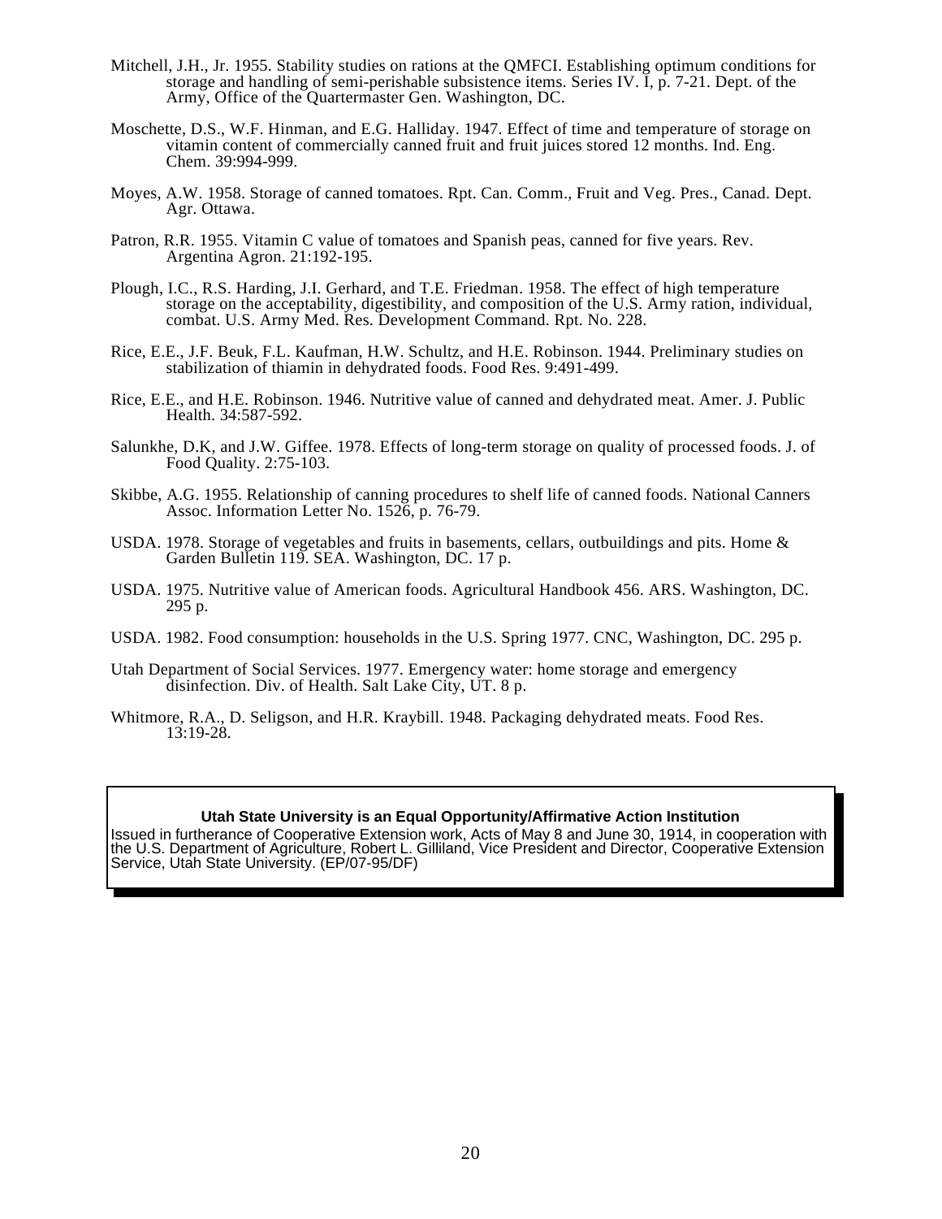Mitchell, J.H., Jr. 1955. Stability studies on rations at the QMFCI. Establishing optimum conditions for storage and handling of semi-perishable subsistence items. Series IV. I, p. 7-21. Dept. of the Army, Office of the Quartermaster Gen. Washington, DC.

Moschette, D.S., W.F. Hinman, and E.G. Halliday. 1947. Effect of time and temperature of storage on vitamin content of commercially canned fruit and fruit juices stored 12 months. Ind. Eng. Chem. 39:994-999.

Moyes, A.W. 1958. Storage of canned tomatoes. Rpt. Can. Comm., Fruit and Veg. Pres., Canad. Dept. Agr. Ottawa.

Patron, R.R. 1955. Vitamin C value of tomatoes and Spanish peas, canned for five years. Rev. Argentina Agron. 21:192-195.

Plough, I.C., R.S. Harding, J.I. Gerhard, and T.E. Friedman. 1958. The effect of high temperature storage on the acceptability, digestibility, and composition of the U.S. Army ration, individual, combat. U.S. Army Med. Res. Development Command. Rpt. No. 228.

Rice, E.E., J.F. Beuk, F.L. Kaufman, H.W. Schultz, and H.E. Robinson. 1944. Preliminary studies on stabilization of thiamin in dehydrated foods. Food Res. 9:491-499.

Rice, E.E., and H.E. Robinson. 1946. Nutritive value of canned and dehydrated meat. Amer. J. Public Health. 34:587-592.

Salunkhe, D.K, and J.W. Giffee. 1978. Effects of long-term storage on quality of processed foods. J. of Food Quality. 2:75-103.

Skibbe, A.G. 1955. Relationship of canning procedures to shelf life of canned foods. National Canners Assoc. Information Letter No. 1526, p. 76-79.

USDA. 1978. Storage of vegetables and fruits in basements, cellars, outbuildings and pits. Home & Garden Bulletin 119. SEA. Washington, DC. 17 p.

USDA. 1975. Nutritive value of American foods. Agricultural Handbook 456. ARS. Washington, DC. 295 p.

USDA. 1982. Food consumption: households in the U.S. Spring 1977. CNC, Washington, DC. 295 p.

Utah Department of Social Services. 1977. Emergency water: home storage and emergency disinfection. Div. of Health. Salt Lake City, UT. 8 p.

Whitmore, R.A., D. Seligson, and H.R. Kraybill. 1948. Packaging dehydrated meats. Food Res. 13:19-28.

**Utah State University is an Equal Opportunity/Affirmative Action Institution**

Issued in furtherance of Cooperative Extension work, Acts of May 8 and June 30, 1914, in cooperation with the U.S. Department of Agriculture, Robert L. Gilliland, Vice President and Director, Cooperative Extension Service, Utah State University. (EP/07-95/DF)